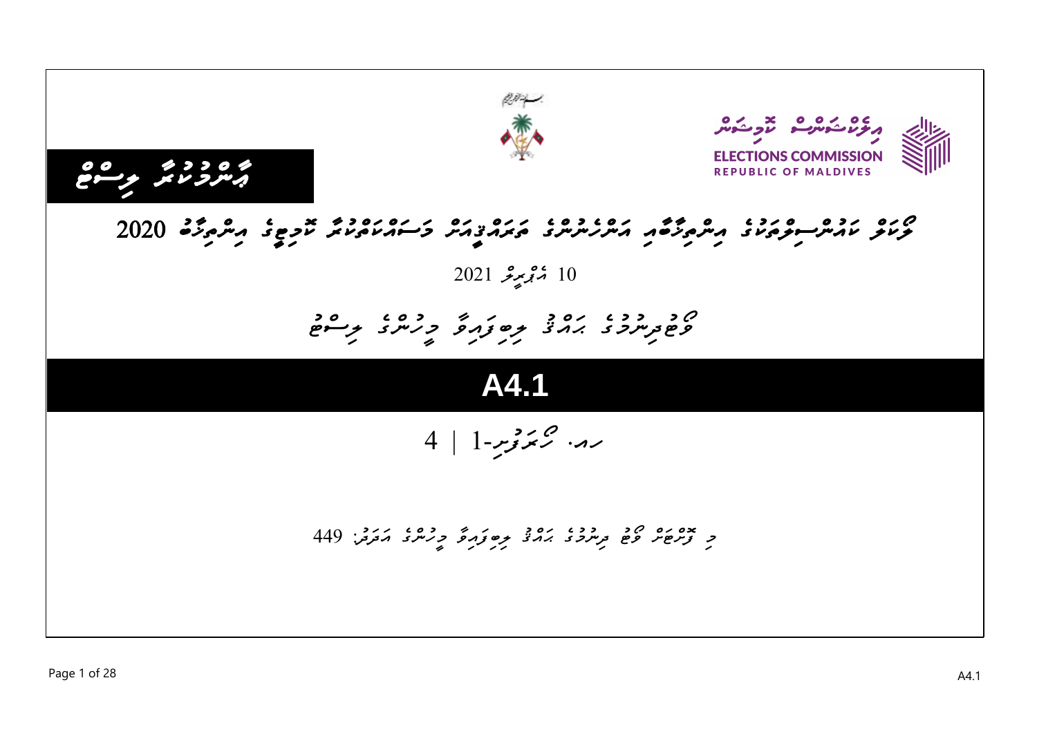ELECTIONS COMMISSION
REPUBLIC OF MALDIVES

އިންތިޚާބުގެ ކޮމިޝަން

އަންގުވާނެ ލިސްޓު

# ލޯކަލް ކައުންސިލްތަކުގެ އިންތިޚާބާއި އަންހެނުންގެ ތަރައްޤީއަށް މަސައްކަތްކުރާ ކޮމިޓީގެ އިންތިޚާބު 2020

10 އޭޕްރިލް 2021

ވޯޓުދިނުމުގެ ޙައްޤު ލިބިފައިވާ މީހުންގެ ލިސްޓު

# A4.1

ހއ. ހޯރަފުށި-1 | 4

މި ފޯރމަށް ވޯޓު ދިނުމުގެ ޙައްޤު ލިބިފައިވާ މީހުންގެ އަދަދު: 449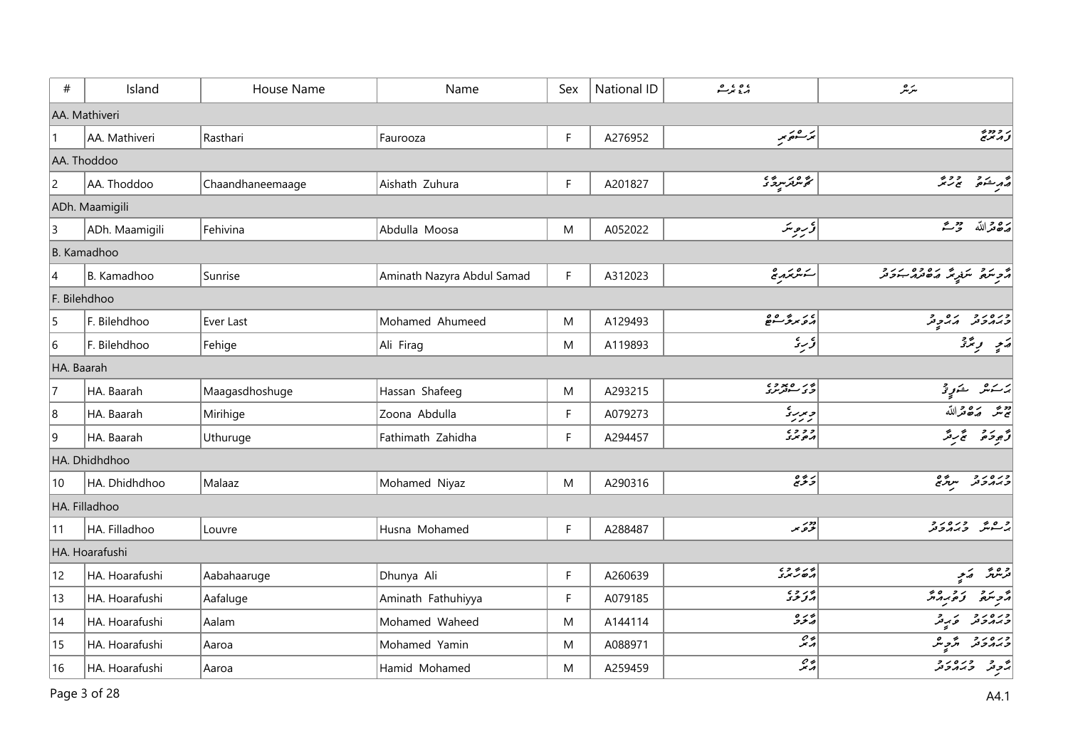| # | Island | House Name | Name | Sex | National ID | ގެއުމުގެ ނަން | ނަން |
|---|---|---|---|---|---|---|---|
| AA. Mathiveri | | | | | | | |
| 1 | AA. Mathiveri | Rasthari | Faurooza | F | A276952 | ރަސްތަރި | ފައުރޫޒާ |
| AA. Thoddoo | | | | | | | |
| 2 | AA. Thoddoo | Chaandhaneemaage | Aishath Zuhura | F | A201827 | ޗާނދަނީމާގެ | އައިޝަތު ޒުހުރާ |
| ADh. Maamigili | | | | | | | |
| 3 | ADh. Maamigili | Fehivina | Abdulla Moosa | M | A052022 | ފެހިވިނަ | އަބްދުﷲ މޫސާ |
| B. Kamadhoo | | | | | | | |
| 4 | B. Kamadhoo | Sunrise | Aminath Nazyra Abdul Samad | F | A312023 | ސަންރައިޒް | އާމިނަތު ނަޒީރާ އަބްދުލް ސަމަދު |
| F. Bilehdhoo | | | | | | | |
| 5 | F. Bilehdhoo | Ever Last | Mohamed Ahumeed | M | A129493 | އެވަރލާސްޓް | މުޙައްމަދު އަޙުމީދު |
| 6 | F. Bilehdhoo | Fehige | Ali Firag | M | A119893 | ފެހިގެ | އަލި ފިރާގު |
| HA. Baarah | | | | | | | |
| 7 | HA. Baarah | Maagasdhoshuge | Hassan Shafeeg | M | A293215 | މާގަސްދޮށުގެ | ހަސަން ޝަފީގު |
| 8 | HA. Baarah | Mirihige | Zoona Abdulla | F | A079273 | މިރިހިގެ | ޒޫނާ އަބްދުﷲ |
| 9 | HA. Baarah | Uthuruge | Fathimath Zahidha | F | A294457 | އުތުރުގެ | ފާތިމަތު ޒާހިދާ |
| HA. Dhidhdhoo | | | | | | | |
| 10 | HA. Dhidhdhoo | Malaaz | Mohamed Niyaz | M | A290316 | މަލާޒް | މުޙައްމަދު ނިޔާޒު |
| HA. Filladhoo | | | | | | | |
| 11 | HA. Filladhoo | Louvre | Husna Mohamed | F | A288487 | ލޫވަރ | ހުސްނާ މުޙައްމަދު |
| HA. Hoarafushi | | | | | | | |
| 12 | HA. Hoarafushi | Aabahaaruge | Dhunya Ali | F | A260639 | އާބަހާރުގެ | ދުންޔާ އަލި |
| 13 | HA. Hoarafushi | Aafaluge | Aminath Fathuhiyya | F | A079185 | އާފަލުގެ | އާމިނަތު ފަތުހިއްޔާ |
| 14 | HA. Hoarafushi | Aalam | Mohamed Waheed | M | A144114 | އާލަމް | މުޙައްމަދު ވަޙީދު |
| 15 | HA. Hoarafushi | Aaroa | Mohamed Yamin | M | A088971 | އާރޯ | މުޙައްމަދު ޔާމިން |
| 16 | HA. Hoarafushi | Aaroa | Hamid Mohamed | M | A259459 | އާރޯ | ހާމިދު މުޙައްމަދު |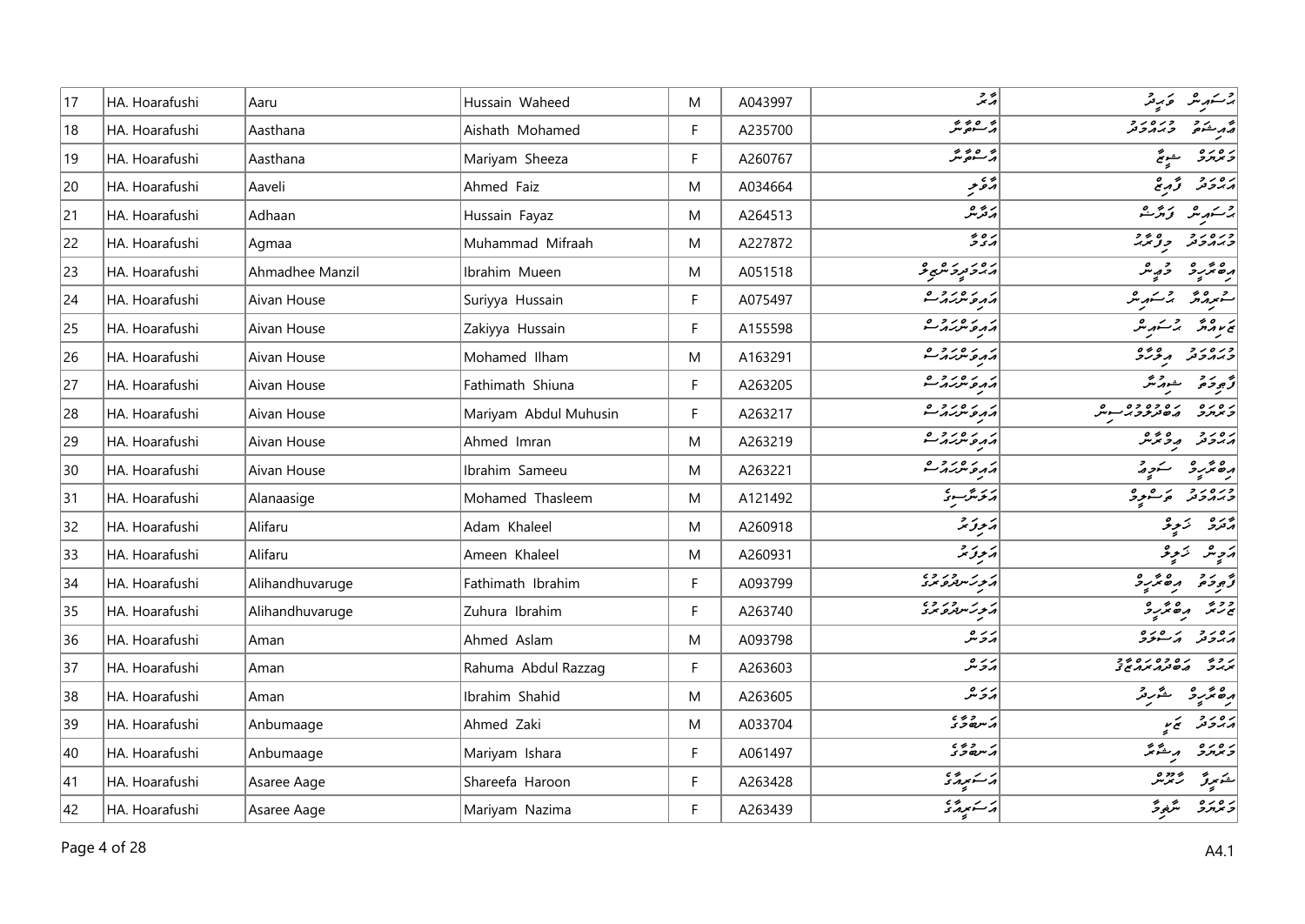| 17 | HA. Hoarafushi | Aaru | Hussain Waheed | M | A043997 | އާރު | ޙުސައިން ވަޙީދު |
|---|---|---|---|---|---|---|---|
| 18 | HA. Hoarafushi | Aasthana | Aishath Mohamed | F | A235700 | އާސްތާނާ | އާއިޝަތު މުޙައްމަދު |
| 19 | HA. Hoarafushi | Aasthana | Mariyam Sheeza | F | A260767 | އާސްތާނާ | މަރިޔަމް ޝީޒާ |
| 20 | HA. Hoarafushi | Aaveli | Ahmed Faiz | M | A034664 | އާވެލި | އަޙްމަދު ފާއިޒް |
| 21 | HA. Hoarafushi | Adhaan | Hussain Fayaz | M | A264513 | އަދާން | ޙުސައިން ފައްޔާޒް |
| 22 | HA. Hoarafushi | Agmaa | Muhammad Mifraah | M | A227872 | އަގުމާ | މުޙައްމަދު މިފްރާޙް |
| 23 | HA. Hoarafushi | Ahmadhee Manzil | Ibrahim Mueen | M | A051518 | އަޙްމަދީ މަންޒިލް | އިބްރާހީމް މުޢީން |
| 24 | HA. Hoarafushi | Aivan House | Suriyya Hussain | F | A075497 | އައިވަން ހައުސް | ސުރިއްޔާ ޙުސައިން |
| 25 | HA. Hoarafushi | Aivan House | Zakiyya Hussain | F | A155598 | އައިވަން ހައުސް | ޒަކިއްޔާ ޙުސައިން |
| 26 | HA. Hoarafushi | Aivan House | Mohamed Ilham | M | A163291 | އައިވަން ހައުސް | މުޙައްމަދު އިލްހާމް |
| 27 | HA. Hoarafushi | Aivan House | Fathimath Shiuna | F | A263205 | އައިވަން ހައުސް | ފާތިމަތު ޝިއުނާ |
| 28 | HA. Hoarafushi | Aivan House | Mariyam Abdul Muhusin | F | A263217 | އައިވަން ހައުސް | މަރިޔަމް ޢަބްދުލްމުޙުސިން |
| 29 | HA. Hoarafushi | Aivan House | Ahmed Imran | M | A263219 | އައިވަން ހައުސް | އަޙްމަދު އިމްރާން |
| 30 | HA. Hoarafushi | Aivan House | Ibrahim Sameeu | M | A263221 | އައިވަން ހައުސް | އިބްރާހީމް ސަމީޢު |
| 31 | HA. Hoarafushi | Alanaasige | Mohamed Thasleem | M | A121492 | އަލަނާސިގެ | މުޙައްމަދު ތަސްލީމް |
| 32 | HA. Hoarafushi | Alifaru | Adam Khaleel | M | A260918 | އަލިފަރު | އާދަމް ޚަލީލް |
| 33 | HA. Hoarafushi | Alifaru | Ameen Khaleel | M | A260931 | އަލިފަރު | އަމީން ޚަލީލް |
| 34 | HA. Hoarafushi | Alihandhuvaruge | Fathimath Ibrahim | F | A093799 | އަލިހަނދުވަރުގެ | ފާތިމަތު އިބްރާހީމް |
| 35 | HA. Hoarafushi | Alihandhuvaruge | Zuhura Ibrahim | F | A263740 | އަލިހަނދުވަރުގެ | ޒުހުރާ އިބްރާހީމް |
| 36 | HA. Hoarafushi | Aman | Ahmed Aslam | M | A093798 | އަމަން | އަޙްމަދު އަސްލަމް |
| 37 | HA. Hoarafushi | Aman | Rahuma Abdul Razzag | F | A263603 | އަމަން | ރަޙުމާ ޢަބްދުއްރައްޒާޤު |
| 38 | HA. Hoarafushi | Aman | Ibrahim Shahid | M | A263605 | އަމަން | އިބްރާހީމް ޝާހިދު |
| 39 | HA. Hoarafushi | Anbumaage | Ahmed Zaki | M | A033704 | އަނބުމާގެ | އަޙްމަދު ޒަކީ |
| 40 | HA. Hoarafushi | Anbumaage | Mariyam Ishara | F | A061497 | އަނބުމާގެ | މަރިޔަމް އިޝާރާ |
| 41 | HA. Hoarafushi | Asaree Aage | Shareefa Haroon | F | A263428 | އަސަރީއާގެ | ޝަރީފާ ހާރޫން |
| 42 | HA. Hoarafushi | Asaree Aage | Mariyam Nazima | F | A263439 | އަސަރީއާގެ | މަރިޔަމް ނާޒިމާ |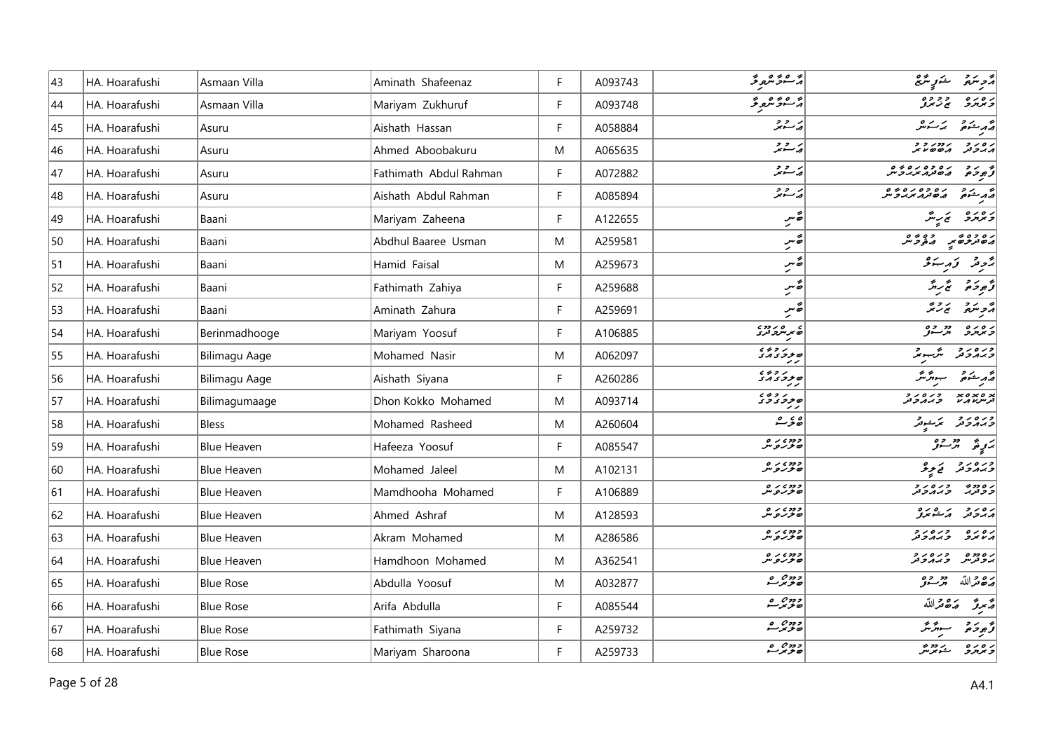| 43 | HA. Hoarafushi | Asmaan Villa | Aminath Shafeenaz | F | A093743 | އަސްމާންވިލާ | އާމިނަތު ޝަފީނާޒް |
|---|---|---|---|---|---|---|---|
| 44 | HA. Hoarafushi | Asmaan Villa | Mariyam Zukhuruf | F | A093748 | އަސްމާންވިލާ | މަރިޔަމް ޒުޚުރުފް |
| 45 | HA. Hoarafushi | Asuru | Aishath Hassan | F | A058884 | އަސުރު | އައިޝަތު ހަސަން |
| 46 | HA. Hoarafushi | Asuru | Ahmed Aboobakuru | M | A065635 | އަސުރު | އަޙްމަދު އަބޫބަކުރު |
| 47 | HA. Hoarafushi | Asuru | Fathimath Abdul Rahman | F | A072882 | އަސުރު | ފާތިމަތު އަބްދުއްރަޙްމާން |
| 48 | HA. Hoarafushi | Asuru | Aishath Abdul Rahman | F | A085894 | އަސުރު | އައިޝަތު އަބްދުއްރަޙްމާން |
| 49 | HA. Hoarafushi | Baani | Mariyam Zaheena | F | A122655 | ބާނި | މަރިޔަމް ޒަހީނާ |
| 50 | HA. Hoarafushi | Baani | Abdhul Baaree Usman | M | A259581 | ބާނި | އަބްދުލްބާރީ އުތްމާން |
| 51 | HA. Hoarafushi | Baani | Hamid Faisal | M | A259673 | ބާނި | ހާމިދު ފައިސަލް |
| 52 | HA. Hoarafushi | Baani | Fathimath Zahiya | F | A259688 | ބާނި | ފާތިމަތު ޒާހިޔާ |
| 53 | HA. Hoarafushi | Baani | Aminath Zahura | F | A259691 | ބާނި | އާމިނަތު ޒަހުރާ |
| 54 | HA. Hoarafushi | Berinmadhooge | Mariyam Yoosuf | F | A106885 | ބެރިންމަދޫގެ | މަރިޔަމް ޔޫސުފް |
| 55 | HA. Hoarafushi | Bilimagu Aage | Mohamed Nasir | M | A062097 | ބިލިމަގުއާގެ | މުޙައްމަދު ނާސިރު |
| 56 | HA. Hoarafushi | Bilimagu Aage | Aishath Siyana | F | A260286 | ބިލިމަގުއާގެ | އައިޝަތު ސިޔާނާ |
| 57 | HA. Hoarafushi | Bilimagumaage | Dhon Kokko Mohamed | M | A093714 | ބިލިމަގުމާގެ | ދޮންކޮކޮ މުޙައްމަދު |
| 58 | HA. Hoarafushi | Bless | Mohamed Rasheed | M | A260604 | ބްލެސް | މުޙައްމަދު ރަޝީދު |
| 59 | HA. Hoarafushi | Blue Heaven | Hafeeza Yoosuf | F | A085547 | ބްލޫހެވަން | ހަފީޒާ ޔޫސުފް |
| 60 | HA. Hoarafushi | Blue Heaven | Mohamed Jaleel | M | A102131 | ބްލޫހެވަން | މުޙައްމަދު ޖަލީލް |
| 61 | HA. Hoarafushi | Blue Heaven | Mamdhooha Mohamed | F | A106889 | ބްލޫހެވަން | މަމްދޫޙާ މުޙައްމަދު |
| 62 | HA. Hoarafushi | Blue Heaven | Ahmed Ashraf | M | A128593 | ބްލޫހެވަން | އަޙްމަދު އަޝްރަފް |
| 63 | HA. Hoarafushi | Blue Heaven | Akram Mohamed | M | A286586 | ބްލޫހެވަން | އަކްރަމް މުޙައްމަދު |
| 64 | HA. Hoarafushi | Blue Heaven | Hamdhoon Mohamed | M | A362541 | ބްލޫހެވަން | ހަމްދޫން މުޙައްމަދު |
| 65 | HA. Hoarafushi | Blue Rose | Abdulla Yoosuf | M | A032877 | ބްލޫރޯސް | އަބްދުﷲ ޔޫސުފް |
| 66 | HA. Hoarafushi | Blue Rose | Arifa Abdulla | F | A085544 | ބްލޫރޯސް | އާރިފާ އަބްދުﷲ |
| 67 | HA. Hoarafushi | Blue Rose | Fathimath Siyana | F | A259732 | ބްލޫރޯސް | ފާތިމަތު ސިޔާނާ |
| 68 | HA. Hoarafushi | Blue Rose | Mariyam Sharoona | F | A259733 | ބްލޫރޯސް | މަރިޔަމް ޝަރޫނާ |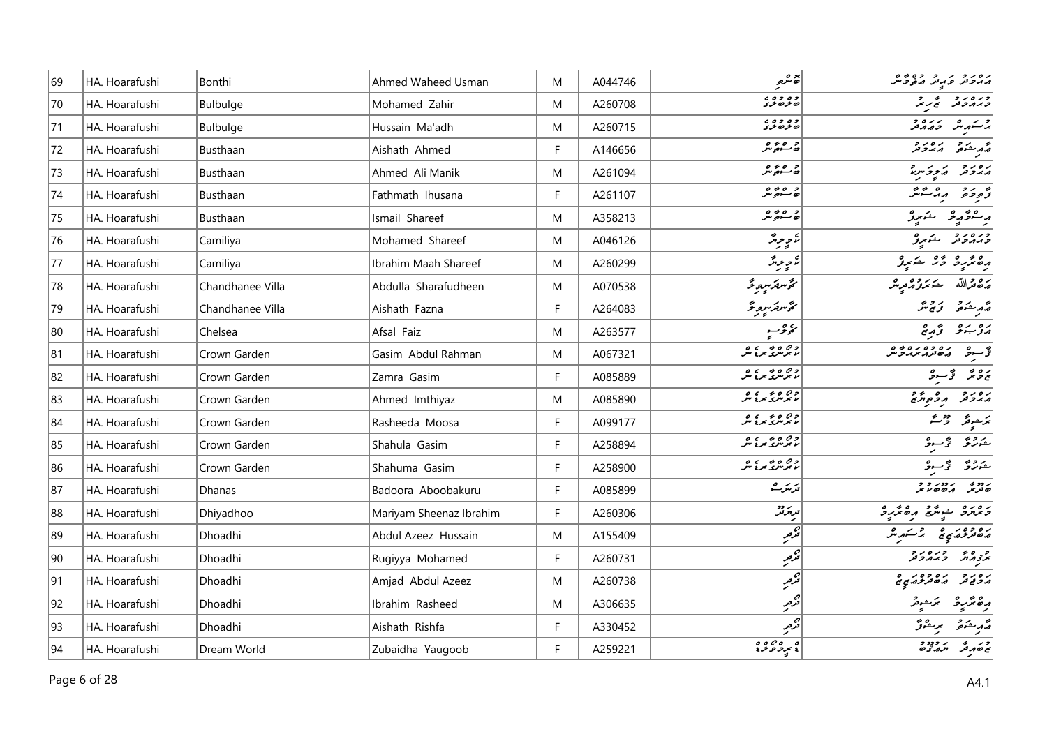| 69 | HA. Hoarafushi | Bonthi | Ahmed Waheed Usman | M | A044746 | ބޮންތި | އަޙްމަދު ވަޙީދު ޢުثމާން |
|---|---|---|---|---|---|---|---|
| 70 | HA. Hoarafushi | Bulbulge | Mohamed Zahir | M | A260708 | ބުލްބުލްގެ | މުޙައްމަދު ޒާހިރު |
| 71 | HA. Hoarafushi | Bulbulge | Hussain Ma'adh | M | A260715 | ބުލްބުލްގެ | ޙުސައިން މަޢާޛު |
| 72 | HA. Hoarafushi | Busthaan | Aishath Ahmed | F | A146656 | ބުސްތާން | އާއިޝަތު އަޙްމަދު |
| 73 | HA. Hoarafushi | Busthaan | Ahmed Ali Manik | M | A261094 | ބުސްތާން | އަޙްމަދު އަލިމަނިކު |
| 74 | HA. Hoarafushi | Busthaan | Fathmath Ihusana | F | A261107 | ބުސްތާން | ފާތިމަތު އިޙުސާނާ |
| 75 | HA. Hoarafushi | Busthaan | Ismail Shareef | M | A358213 | ބުސްތާން | އިސްމާޢީލް ޝަރީފް |
| 76 | HA. Hoarafushi | Camiliya | Mohamed Shareef | M | A046126 | ކެމިލިއާ | މުޙައްމަދު ޝަރީފް |
| 77 | HA. Hoarafushi | Camiliya | Ibrahim Maah Shareef | M | A260299 | ކެމިލިއާ | އިބްރާހީމް މާހް ޝަރީފް |
| 78 | HA. Hoarafushi | Chandhanee Villa | Abdulla Sharafudheen | M | A070538 | ޗަންދަނީވިލާ | އަބްދުﷲ ޝަރަފުއްދީން |
| 79 | HA. Hoarafushi | Chandhanee Villa | Aishath Fazna | F | A264083 | ޗަންދަނީވިލާ | އާއިޝަތު ފަޒްނާ |
| 80 | HA. Hoarafushi | Chelsea | Afsal Faiz | M | A263577 | ޗެލްސީ | އަފްސަލް ފާއިޒް |
| 81 | HA. Hoarafushi | Crown Garden | Gasim Abdul Rahman | M | A067321 | ކްރައުންގާރޑަން | ޤާސިމް އަބްދުއްރަޙްމާން |
| 82 | HA. Hoarafushi | Crown Garden | Zamra Gasim | F | A085889 | ކްރައުންގާރޑަން | ޒަމްރާ ޤާސިމް |
| 83 | HA. Hoarafushi | Crown Garden | Ahmed Imthiyaz | M | A085890 | ކްރައުންގާރޑަން | އަޙްމަދު އިމްތިޔާޒް |
| 84 | HA. Hoarafushi | Crown Garden | Rasheeda Moosa | F | A099177 | ކްރައުންގާރޑަން | ރަޝީދާ މޫސާ |
| 85 | HA. Hoarafushi | Crown Garden | Shahula Gasim | F | A258894 | ކްރައުންގާރޑަން | ޝަހުލާ ޤާސިމް |
| 86 | HA. Hoarafushi | Crown Garden | Shahuma Gasim | F | A258900 | ކްރައުންގާރޑަން | ޝަހުމާ ޤާސިމް |
| 87 | HA. Hoarafushi | Dhanas | Badoora Aboobakuru | F | A085899 | ދަނަސް | ބަދޫރާ އަބޫބަކުރު |
| 88 | HA. Hoarafushi | Dhiyadhoo | Mariyam Sheenaz Ibrahim | F | A260306 | ދިޔަދޫ | މަރިޔަމް ޝީނާޒް އިބްރާހީމް |
| 89 | HA. Hoarafushi | Dhoadhi | Abdul Azeez Hussain | M | A155409 | ދޯދި | އަބްދުލްޢަޒީޒް ޙުސައިން |
| 90 | HA. Hoarafushi | Dhoadhi | Rugiyya Mohamed | F | A260731 | ދޯދި | ރުޤިއްޔާ މުޙައްމަދު |
| 91 | HA. Hoarafushi | Dhoadhi | Amjad Abdul Azeez | M | A260738 | ދޯދި | އަމްޖަދު އަބްދުލްޢަޒީޒް |
| 92 | HA. Hoarafushi | Dhoadhi | Ibrahim Rasheed | M | A306635 | ދޯދި | އިބްރާހީމް ރަޝީދު |
| 93 | HA. Hoarafushi | Dhoadhi | Aishath Rishfa | F | A330452 | ދޯދި | އާއިޝަތު ރިޝްފާ |
| 94 | HA. Hoarafushi | Dream World | Zubaidha Yaugoob | F | A259221 | ޑްރީމްވޯލްޑް | ޒުބައިދާ ޔައުޤޫބު |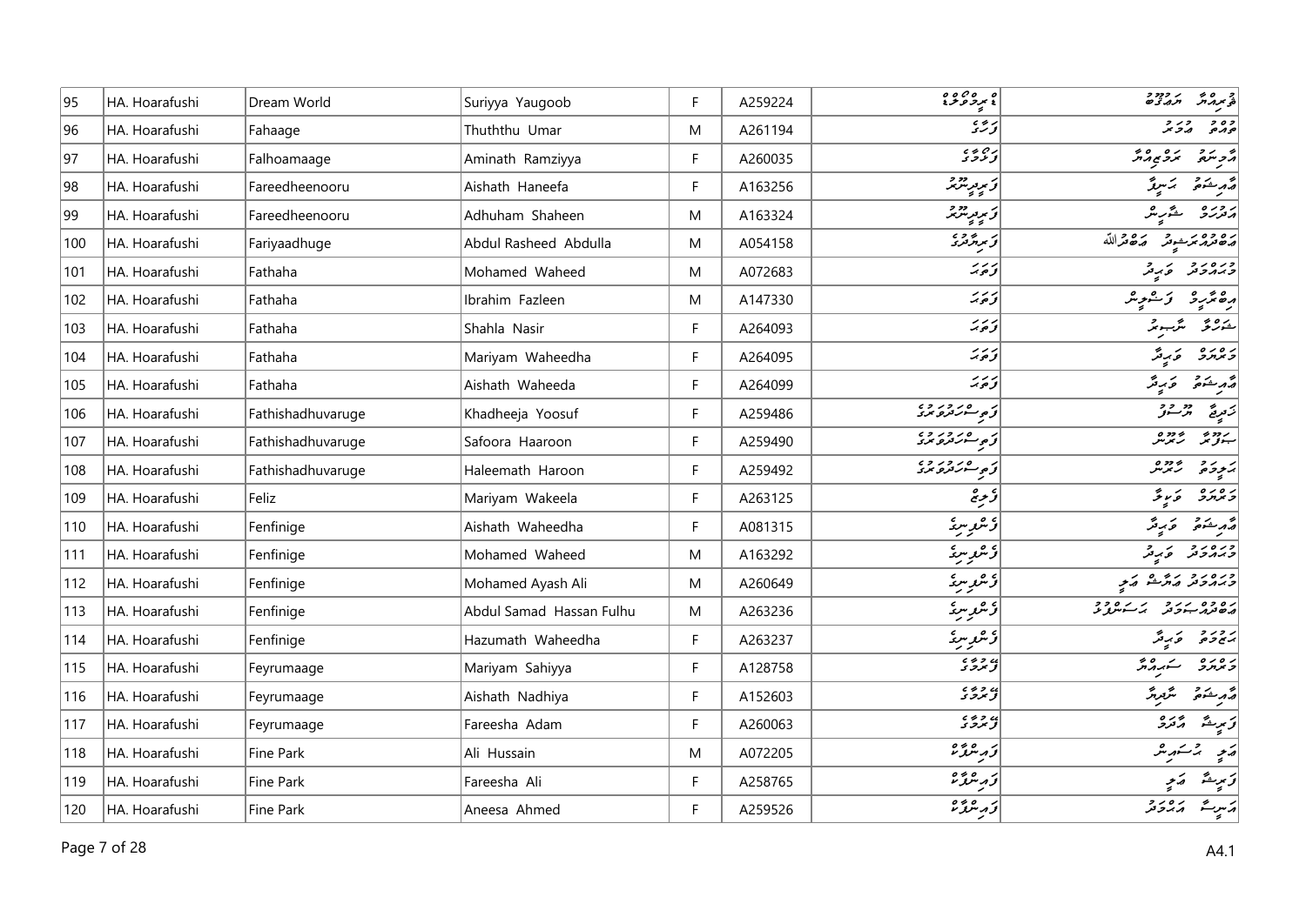| 95 | HA. Hoarafushi | Dream World | Suriyya Yaugoob | F | A259224 | ޑްރީމްވޯލްޑް | ސުރިއްޔާ ޔަޢުޤޫބު |
|---|---|---|---|---|---|---|---|
| 96 | HA. Hoarafushi | Fahaage | Thuththu Umar | M | A261194 | ފަހާގެ | ތުއްތު ޢުމަރު |
| 97 | HA. Hoarafushi | Falhoamaage | Aminath Ramziyya | F | A260035 | ފަޅޯމާގެ | އާމިނަތު ރަމްޒިއްޔާ |
| 98 | HA. Hoarafushi | Fareedheenooru | Aishath Haneefa | F | A163256 | ފަރީދީނޫރު | އާއިޝަތު ހަނީފާ |
| 99 | HA. Hoarafushi | Fareedheenooru | Adhuham Shaheen | M | A163324 | ފަރީދީނޫރު | އަދުހަމް ޝާހީން |
| 100 | HA. Hoarafushi | Fariyaadhuge | Abdul Rasheed Abdulla | M | A054158 | ފަރިޔާދުގެ | އަބްދުއްރަޝީދު އަބްދުﷲ |
| 101 | HA. Hoarafushi | Fathaha | Mohamed Waheed | M | A072683 | ފަތަހަ | މުހައްމަދު ވަޙީދު |
| 102 | HA. Hoarafushi | Fathaha | Ibrahim Fazleen | M | A147330 | ފަތަހަ | އިބްރާހީމް ފަޟްލީން |
| 103 | HA. Hoarafushi | Fathaha | Shahla Nasir | F | A264093 | ފަތަހަ | ޝަހްލާ ނާސިރު |
| 104 | HA. Hoarafushi | Fathaha | Mariyam Waheedha | F | A264095 | ފަތަހަ | މަރިޔަމް ވަހީދާ |
| 105 | HA. Hoarafushi | Fathaha | Aishath Waheeda | F | A264099 | ފަތަހަ | އާއިޝަތު ވަހީދާ |
| 106 | HA. Hoarafushi | Fathishadhuvaruge | Khadheeja Yoosuf | F | A259486 | ފަތިސްހަދުވަރުގެ | ޚަދީޖާ ޔޫސުފު |
| 107 | HA. Hoarafushi | Fathishadhuvaruge | Safoora Haaroon | F | A259490 | ފަތިސްހަދުވަރުގެ | ސަފޫރާ ހާރޫން |
| 108 | HA. Hoarafushi | Fathishadhuvaruge | Haleemath Haroon | F | A259492 | ފަތިސްހަދުވަރުގެ | ހަލީމަތު ހާރޫން |
| 109 | HA. Hoarafushi | Feliz | Mariyam Wakeela | F | A263125 | ފެލިޒް | މަރިޔަމް ވަކީލާ |
| 110 | HA. Hoarafushi | Fenfinige | Aishath Waheedha | F | A081315 | ފެންފިނިގެ | އާއިޝަތު ވަހީދާ |
| 111 | HA. Hoarafushi | Fenfinige | Mohamed Waheed | M | A163292 | ފެންފިނިގެ | މުހައްމަދު ވަހީދު |
| 112 | HA. Hoarafushi | Fenfinige | Mohamed Ayash Ali | M | A260649 | ފެންފިނިގެ | މުހައްމަދު އަޔާޝް ޢަލީ |
| 113 | HA. Hoarafushi | Fenfinige | Abdul Samad Hassan Fulhu | M | A263236 | ފެންފިނިގެ | އަބްދުއްސަމަދު ހަސަންފުޅު |
| 114 | HA. Hoarafushi | Fenfinige | Hazumath Waheedha | F | A263237 | ފެންފިނިގެ | ހަޒުމަތު ވަހީދާ |
| 115 | HA. Hoarafushi | Feyrumaage | Mariyam Sahiyya | F | A128758 | ފޭރުމާގެ | މަރިޔަމް ސަހިއްޔާ |
| 116 | HA. Hoarafushi | Feyrumaage | Aishath Nadhiya | F | A152603 | ފޭރުމާގެ | އާއިޝަތު ނާދިޔާ |
| 117 | HA. Hoarafushi | Feyrumaage | Fareesha Adam | F | A260063 | ފޭރުމާގެ | ފަރީޝާ އާދަމް |
| 118 | HA. Hoarafushi | Fine Park | Ali Hussain | M | A072205 | ފައިންޕާކް | ޢަލީ ހުސައިން |
| 119 | HA. Hoarafushi | Fine Park | Fareesha Ali | F | A258765 | ފައިންޕާކް | ފަރީޝާ ޢަލީ |
| 120 | HA. Hoarafushi | Fine Park | Aneesa Ahmed | F | A259526 | ފައިންޕާކް | އަނީސާ އަހްމަދު |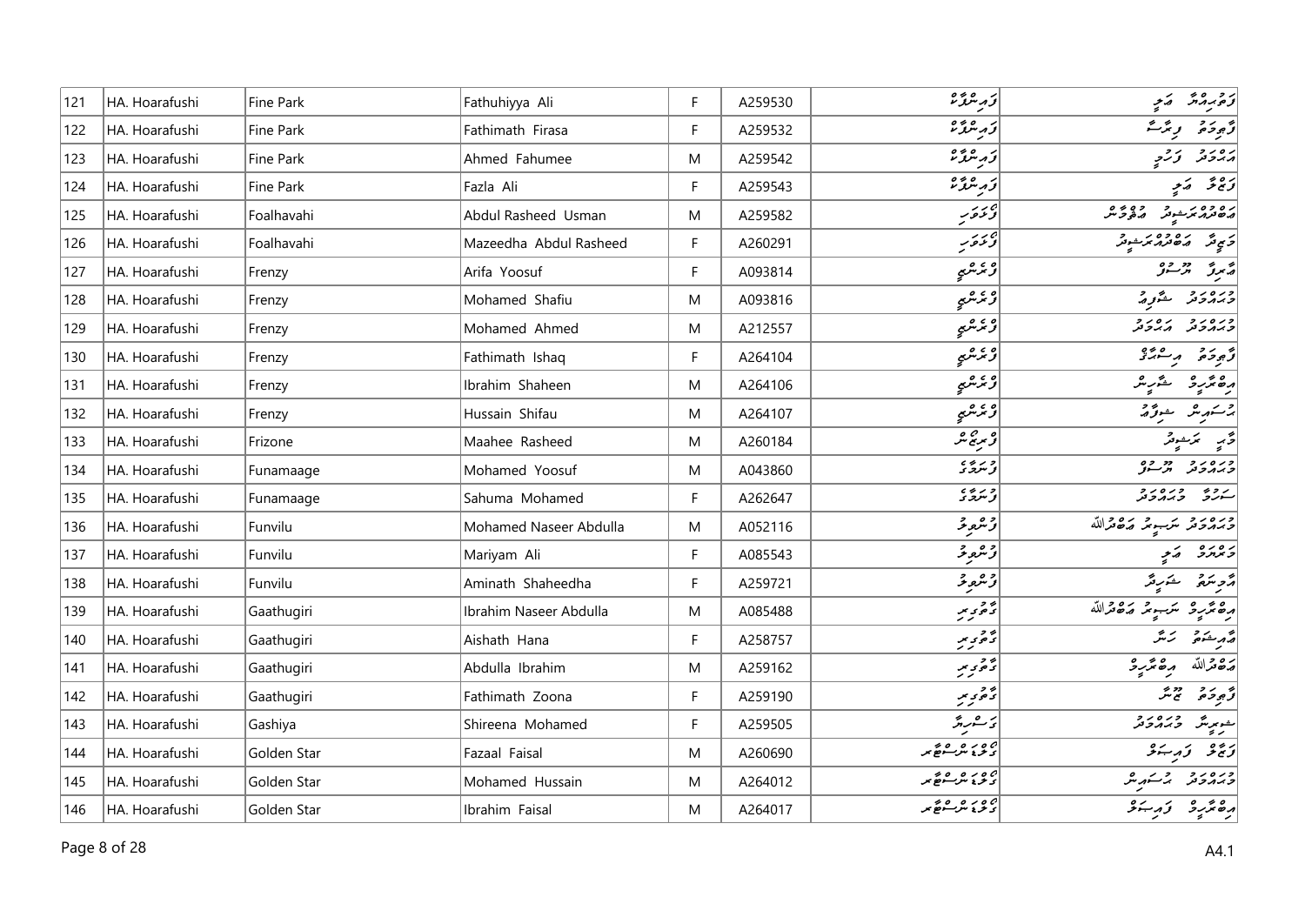| 121 | HA. Hoarafushi | Fine Park | Fathuhiyya Ali | F | A259530 | ފައިންޕާކް | ފަތުހިއްޔާ ޢަލީ |
|---|---|---|---|---|---|---|---|
| 122 | HA. Hoarafushi | Fine Park | Fathimath Firasa | F | A259532 | ފައިންޕާކް | ފާތިމަތު ފިރާސާ |
| 123 | HA. Hoarafushi | Fine Park | Ahmed Fahumee | M | A259542 | ފައިންޕާކް | އަޙްމަދު ފަހުމީ |
| 124 | HA. Hoarafushi | Fine Park | Fazla Ali | F | A259543 | ފައިންޕާކް | ފަޟްލާ ޢަލީ |
| 125 | HA. Hoarafushi | Foalhavahi | Abdul Rasheed Usman | M | A259582 | ފޮޅަވަހި | ޢަބްދުއްރަޝީދު ޢުޘްމާން |
| 126 | HA. Hoarafushi | Foalhavahi | Mazeedha Abdul Rasheed | F | A260291 | ފޮޅަވަހި | މަޒީދާ ޢަބްދުއްރަޝީދު |
| 127 | HA. Hoarafushi | Frenzy | Arifa Yoosuf | F | A093814 | ފްރެންޒީ | އާރިފާ ޔޫސުފު |
| 128 | HA. Hoarafushi | Frenzy | Mohamed Shafiu | M | A093816 | ފްރެންޒީ | މުޙައްމަދު ޝާފިޢު |
| 129 | HA. Hoarafushi | Frenzy | Mohamed Ahmed | M | A212557 | ފްރެންޒީ | މުޙައްމަދު އަޙްމަދު |
| 130 | HA. Hoarafushi | Frenzy | Fathimath Ishaq | F | A264104 | ފްރެންޒީ | ފާތިމަތު އިސްޙާޤް |
| 131 | HA. Hoarafushi | Frenzy | Ibrahim Shaheen | M | A264106 | ފްރެންޒީ | އިބްރާހީމް ޝާހީން |
| 132 | HA. Hoarafushi | Frenzy | Hussain Shifau | M | A264107 | ފްރެންޒީ | ހުސައިން ޝިފާއު |
| 133 | HA. Hoarafushi | Frizone | Maahee Rasheed | M | A260184 | ފްރިޒޯން | މާހީ ރަޝީދު |
| 134 | HA. Hoarafushi | Funamaage | Mohamed Yoosuf | M | A043860 | ފުނަމާގެ | މުޙައްމަދު ޔޫސުފު |
| 135 | HA. Hoarafushi | Funamaage | Sahuma Mohamed | F | A262647 | ފުނަމާގެ | ސަހުމާ މުޙައްމަދު |
| 136 | HA. Hoarafushi | Funvilu | Mohamed Naseer Abdulla | M | A052116 | ފުންވިލު | މުޙައްމަދު ނަސީރު ޢަބްދުﷲ |
| 137 | HA. Hoarafushi | Funvilu | Mariyam Ali | F | A085543 | ފުންވިލު | މަރިޔަމް ޢަލީ |
| 138 | HA. Hoarafushi | Funvilu | Aminath Shaheedha | F | A259721 | ފުންވިލު | އާމިނަތު ޝަހީދާ |
| 139 | HA. Hoarafushi | Gaathugiri | Ibrahim Naseer Abdulla | M | A085488 | ގާތުގިރި | އިބްރާހީމް ނަސީރު ޢަބްދުﷲ |
| 140 | HA. Hoarafushi | Gaathugiri | Aishath Hana | F | A258757 | ގާތުގިރި | ޢާއިޝަތު ހަނާ |
| 141 | HA. Hoarafushi | Gaathugiri | Abdulla Ibrahim | M | A259162 | ގާތުގިރި | ޢަބްދުﷲ އިބްރާހީމް |
| 142 | HA. Hoarafushi | Gaathugiri | Fathimath Zoona | F | A259190 | ގާތުގިރި | ފާތިމަތު ޒޫނާ |
| 143 | HA. Hoarafushi | Gashiya | Shireena Mohamed | F | A259505 | ގަސްރިޔާ | ޝިރީނާ މުޙައްމަދު |
| 144 | HA. Hoarafushi | Golden Star | Fazaal Faisal | M | A260690 | ގޯލްޑަންސްޓާރ | ފަޒާލް ފައިސަލް |
| 145 | HA. Hoarafushi | Golden Star | Mohamed Hussain | M | A264012 | ގޯލްޑަންސްޓާރ | މުޙައްމަދު ހުސައިން |
| 146 | HA. Hoarafushi | Golden Star | Ibrahim Faisal | M | A264017 | ގޯލްޑަންސްޓާރ | އިބްރާހީމް ފައިސަލް |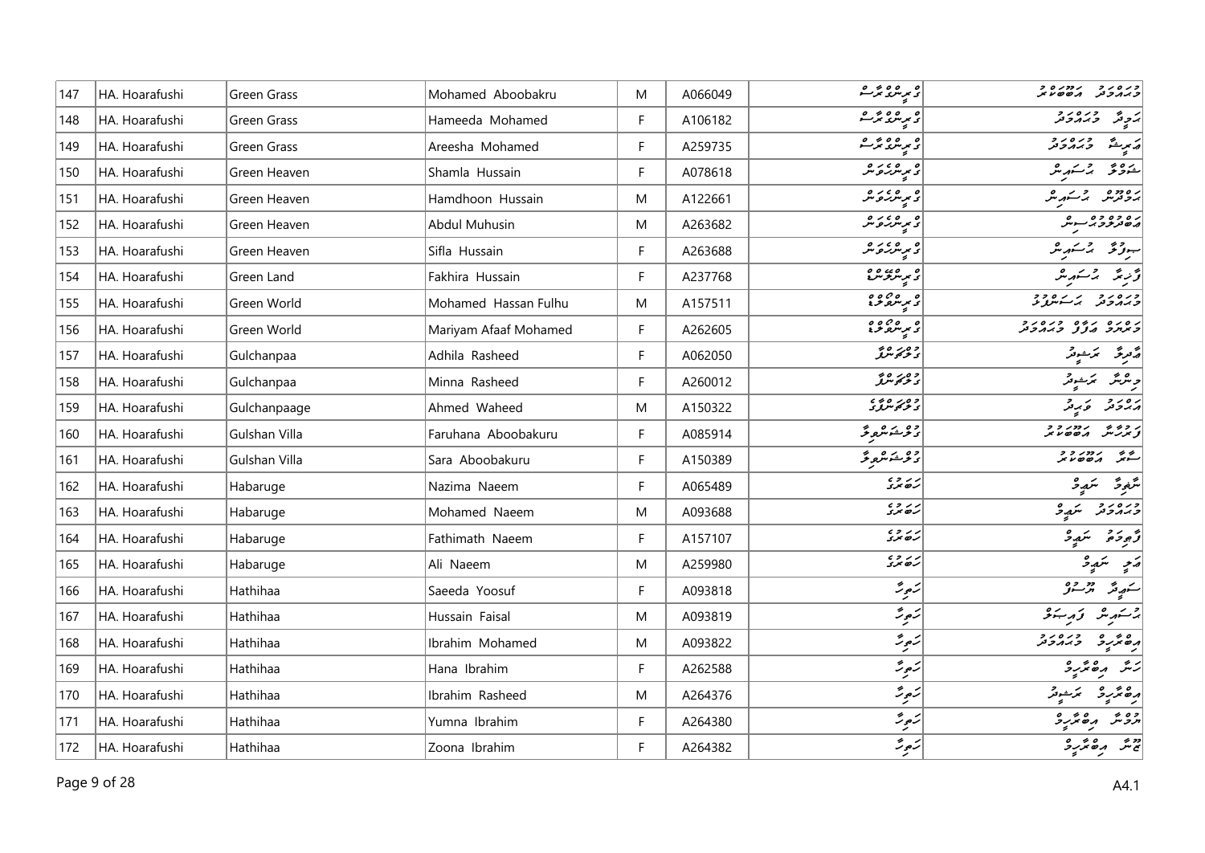| 147 | HA. Hoarafushi | Green Grass | Mohamed Aboobakru | M | A066049 | ގްރީންގްރާސް | މުޙައްމަދު އަބޫބަކުރު |
|---|---|---|---|---|---|---|---|
| 148 | HA. Hoarafushi | Green Grass | Hameeda Mohamed | F | A106182 | ގްރީންގްރާސް | ހަމީދާ މުޙައްމަދު |
| 149 | HA. Hoarafushi | Green Grass | Areesha Mohamed | F | A259735 | ގްރީންގްރާސް | އަރީޝާ މުޙައްމަދު |
| 150 | HA. Hoarafushi | Green Heaven | Shamla Hussain | F | A078618 | ގްރީންހެވަން | ޝަމްލާ ހުސައިން |
| 151 | HA. Hoarafushi | Green Heaven | Hamdhoon Hussain | M | A122661 | ގްރީންހެވަން | ހަމްދޫން ހުސައިން |
| 152 | HA. Hoarafushi | Green Heaven | Abdul Muhusin | M | A263682 | ގްރީންހެވަން | އަބްދުލްމުހުސިން |
| 153 | HA. Hoarafushi | Green Heaven | Sifla Hussain | F | A263688 | ގްރީންހެވަން | ސިފްލާ ހުސައިން |
| 154 | HA. Hoarafushi | Green Land | Fakhira Hussain | F | A237768 | ގްރީންލޭންޑް | ފާޚިރާ ހުސައިން |
| 155 | HA. Hoarafushi | Green World | Mohamed Hassan Fulhu | M | A157511 | ގްރީންވޯލްޑް | މުޙައްމަދު ހަސަންފުޅު |
| 156 | HA. Hoarafushi | Green World | Mariyam Afaaf Mohamed | F | A262605 | ގްރީންވޯލްޑް | މަރިޔަމް އަފާފް މުޙައްމަދު |
| 157 | HA. Hoarafushi | Gulchanpaa | Adhila Rasheed | F | A062050 | ގުލްޗަންޕާ | އާދިލާ ރަޝީދު |
| 158 | HA. Hoarafushi | Gulchanpaa | Minna Rasheed | F | A260012 | ގުލްޗަންޕާ | މިންނާ ރަޝީދު |
| 159 | HA. Hoarafushi | Gulchanpaage | Ahmed Waheed | M | A150322 | ގުލްޗަންޕާގެ | އަޙްމަދު ވަޙީދު |
| 160 | HA. Hoarafushi | Gulshan Villa | Faruhana Aboobakuru | F | A085914 | ގުލްޝަންވިލާ | ފަރުހާނާ އަބޫބަކުރު |
| 161 | HA. Hoarafushi | Gulshan Villa | Sara Aboobakuru | F | A150389 | ގުލްޝަންވިލާ | ސާރާ އަބޫބަކުރު |
| 162 | HA. Hoarafushi | Habaruge | Nazima Naeem | F | A065489 | ހަބަރުގެ | ނާޒިމާ ނަޢީމް |
| 163 | HA. Hoarafushi | Habaruge | Mohamed Naeem | M | A093688 | ހަބަރުގެ | މުޙައްމަދު ނަޢީމް |
| 164 | HA. Hoarafushi | Habaruge | Fathimath Naeem | F | A157107 | ހަބަރުގެ | ފާތިމަތު ނަޢީމް |
| 165 | HA. Hoarafushi | Habaruge | Ali Naeem | M | A259980 | ހަބަރުގެ | އަލި ނަޢީމް |
| 166 | HA. Hoarafushi | Hathihaa | Saeeda Yoosuf | F | A093818 | ހަތިހާ | ސަޢީދާ ޔޫސުފް |
| 167 | HA. Hoarafushi | Hathihaa | Hussain Faisal | M | A093819 | ހަތިހާ | ހުސައިން ފައިސަލް |
| 168 | HA. Hoarafushi | Hathihaa | Ibrahim Mohamed | M | A093822 | ހަތިހާ | އިބްރާހީމް މުޙައްމަދު |
| 169 | HA. Hoarafushi | Hathihaa | Hana Ibrahim | F | A262588 | ހަތިހާ |ހަނާ އިބްރާހީމް |
| 170 | HA. Hoarafushi | Hathihaa | Ibrahim Rasheed | M | A264376 | ހަތިހާ | އިބްރާހީމް ރަޝީދު |
| 171 | HA. Hoarafushi | Hathihaa | Yumna Ibrahim | F | A264380 | ހަތިހާ | ޔުމްނާ އިބްރާހީމް |
| 172 | HA. Hoarafushi | Hathihaa | Zoona Ibrahim | F | A264382 | ހަތިހާ | ޒޫނާ އިބްރާހީމް |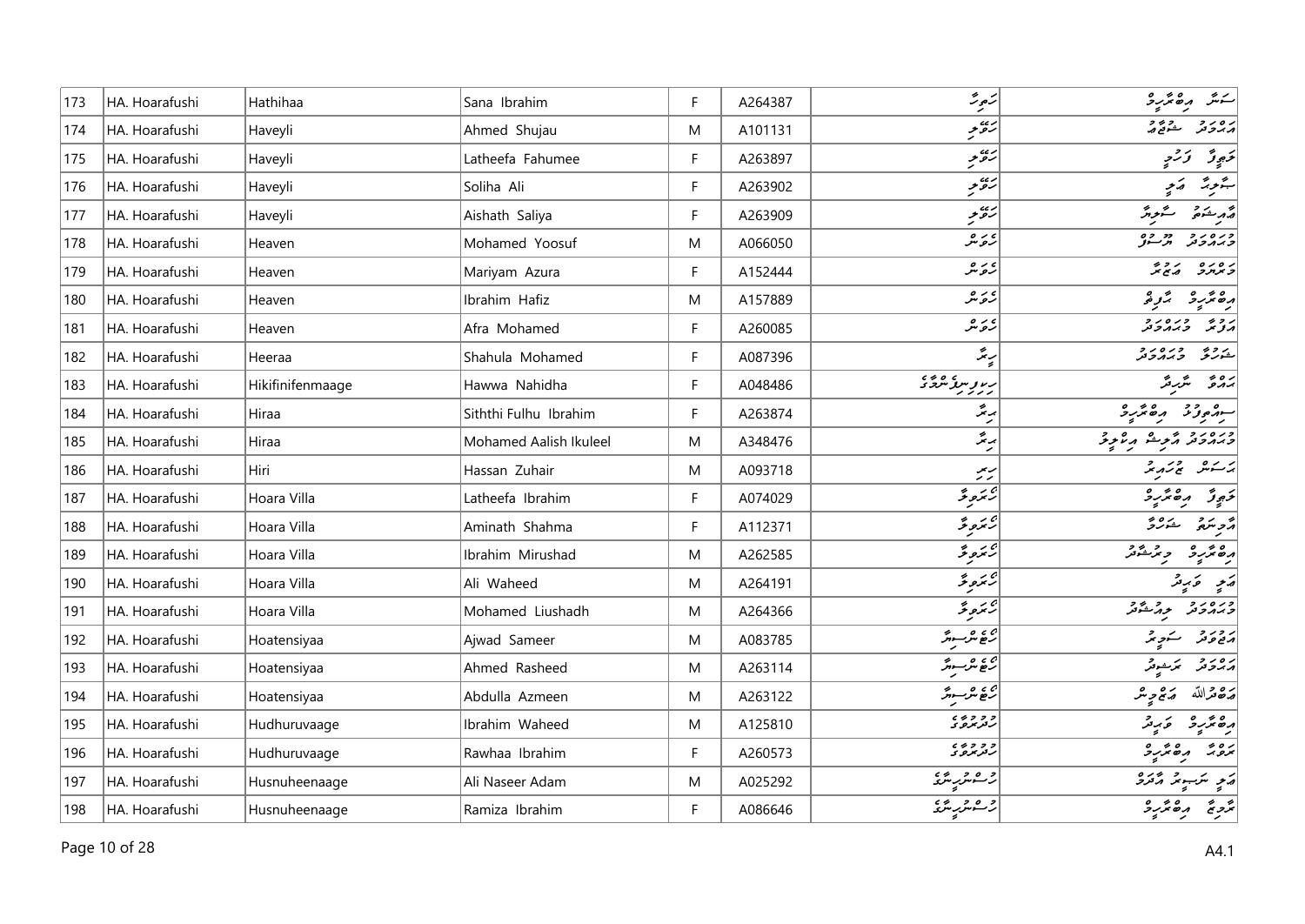| 173 | HA. Hoarafushi | Hathihaa | Sana Ibrahim | F | A264387 | ހަތިހާ | ސަނާ އިބްރާހީމް |
|---|---|---|---|---|---|---|---|
| 174 | HA. Hoarafushi | Haveyli | Ahmed Shujau | M | A101131 | ހަވේލި | އަހްމަދު ޝުޖާޢު |
| 175 | HA. Hoarafushi | Haveyli | Latheefa Fahumee | F | A263897 | ހަވේލި | ލަތީފާ ފަހުމީ |
| 176 | HA. Hoarafushi | Haveyli | Soliha Ali | F | A263902 | ހަވේލި | ސާލިހާ އަލި |
| 177 | HA. Hoarafushi | Haveyli | Aishath Saliya | F | A263909 | ހަވේލި | އައިޝަތު ސާލިޔާ |
| 178 | HA. Hoarafushi | Heaven | Mohamed Yoosuf | M | A066050 | ހެވަން | މުހައްމަދު ޔޫސުފް |
| 179 | HA. Hoarafushi | Heaven | Mariyam Azura | F | A152444 | ހެވަން | މަރިޔަމް އަޒުރާ |
| 180 | HA. Hoarafushi | Heaven | Ibrahim Hafiz | M | A157889 | ހެވަން | އިބްރާހީމް ހާފިޒް |
| 181 | HA. Hoarafushi | Heaven | Afra Mohamed | F | A260085 | ހެވަން | އަފްރާ މުހައްމަދު |
| 182 | HA. Hoarafushi | Heeraa | Shahula Mohamed | F | A087396 | ހީރާ | ޝަހުލާ މުހައްމަދު |
| 183 | HA. Hoarafushi | Hikifinifenmaage | Hawwa Nahidha | F | A048486 | ހިކިފިނިފެންމާގެ | ހައްވާ ނާހިދާ |
| 184 | HA. Hoarafushi | Hiraa | Siththi Fulhu Ibrahim | F | A263874 | ހިރާ | ސިއްތިފުޅު އިބްރާހީމް |
| 185 | HA. Hoarafushi | Hiraa | Mohamed Aalish Ikuleel | M | A348476 | ހިރާ | މުހައްމަދު އާލިޝް އިކުލީލް |
| 186 | HA. Hoarafushi | Hiri | Hassan Zuhair | M | A093718 | ހިރި | ހަސަން ޒުހައިރު |
| 187 | HA. Hoarafushi | Hoara Villa | Latheefa Ibrahim | F | A074029 | ހޯރަވިލާ | ލަތީފާ އިބްރާހީމް |
| 188 | HA. Hoarafushi | Hoara Villa | Aminath Shahma | F | A112371 | ހޯރަވިލާ | އާމިނަތު ޝަހުމާ |
| 189 | HA. Hoarafushi | Hoara Villa | Ibrahim Mirushad | M | A262585 | ހޯރަވިލާ | އިބްރާހީމް މިރުޝާދު |
| 190 | HA. Hoarafushi | Hoara Villa | Ali Waheed | M | A264191 | ހޯރަވިލާ | އަލި ވަހީދު |
| 191 | HA. Hoarafushi | Hoara Villa | Mohamed Liushadh | M | A264366 | ހޯރަވިލާ | މުހައްމަދު ލިއުޝާދު |
| 192 | HA. Hoarafushi | Hoatensiyaa | Ajwad Sameer | M | A083785 | ހޯޓެންސިޔާ | އަޖުވަދު ސަމީރު |
| 193 | HA. Hoarafushi | Hoatensiyaa | Ahmed Rasheed | M | A263114 | ހޯޓެންސިޔާ | އަހްމަދު ރަޝީދު |
| 194 | HA. Hoarafushi | Hoatensiyaa | Abdulla Azmeen | M | A263122 | ހޯޓެންސިޔާ | އަބްދުﷲ އަޒްމީން |
| 195 | HA. Hoarafushi | Hudhuruvaage | Ibrahim Waheed | M | A125810 | ހުދުރުވާގެ | އިބްރާހީމް ވަހީދު |
| 196 | HA. Hoarafushi | Hudhuruvaage | Rawhaa Ibrahim | F | A260573 | ހުދުރުވާގެ | ރައުހާ އިބްރާހީމް |
| 197 | HA. Hoarafushi | Husnuheenaage | Ali Naseer Adam | M | A025292 | ހުސްނުހީނާގެ | އަލި ނަސީރު އާދަމް |
| 198 | HA. Hoarafushi | Husnuheenaage | Ramiza Ibrahim | F | A086646 | ހުސްނުހީނާގެ | ރާމިޒާ އިބްރާހީމް |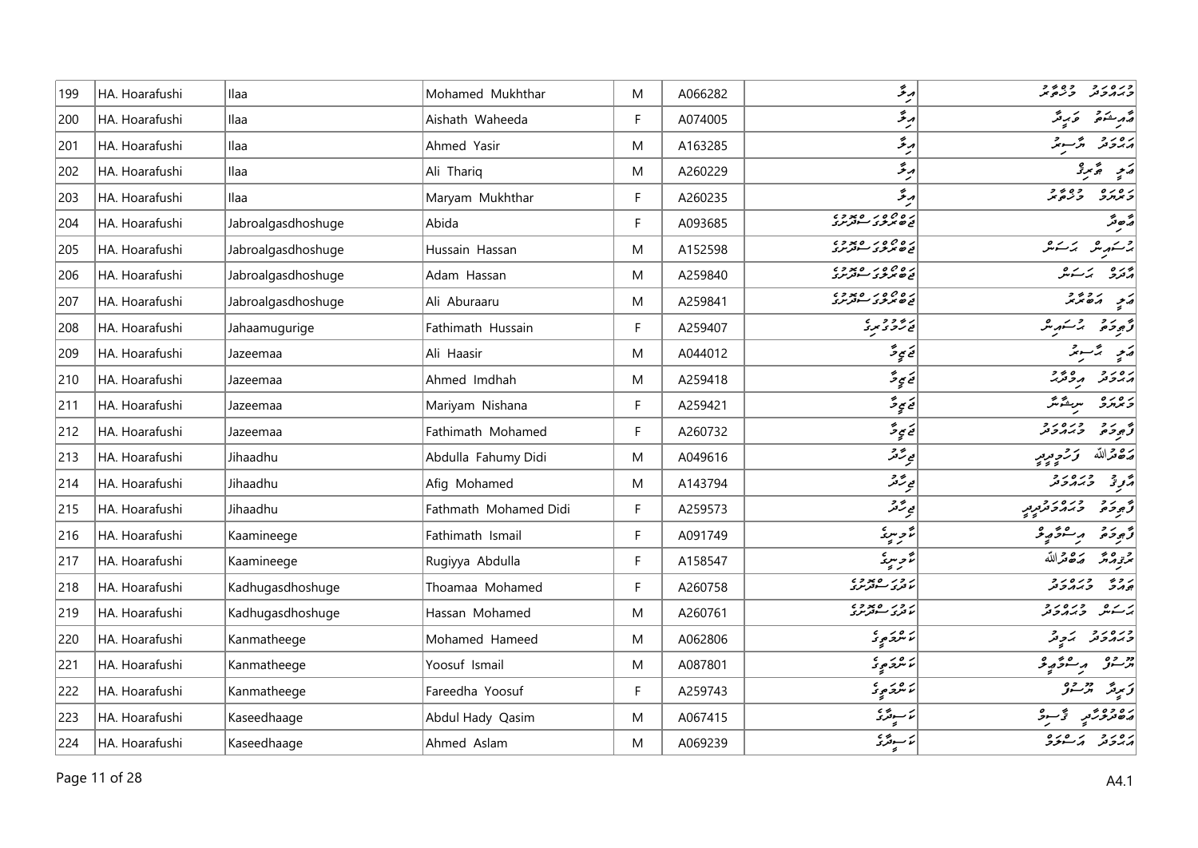| 199 | HA. Hoarafushi | Ilaa | Mohamed Mukhthar | M | A066282 | مِرَّ | محمد مختار |
|---|---|---|---|---|---|---|---|
| 200 | HA. Hoarafushi | Ilaa | Aishath Waheeda | F | A074005 | مِرَّ | عائشة وحيدة |
| 201 | HA. Hoarafushi | Ilaa | Ahmed Yasir | M | A163285 | مِرَّ | أحمد ياسر |
| 202 | HA. Hoarafushi | Ilaa | Ali Thariq | M | A260229 | مِرَّ | علي طارق |
| 203 | HA. Hoarafushi | Ilaa | Maryam Mukhthar | F | A260235 | مِرَّ | مريم مختار |
| 204 | HA. Hoarafushi | Jabroalgasdhoshuge | Abida | F | A093685 | جبرول گسدوشوگې | عابدة |
| 205 | HA. Hoarafushi | Jabroalgasdhoshuge | Hussain Hassan | M | A152598 | جبرول گسدوشوگې | حسين حسن |
| 206 | HA. Hoarafushi | Jabroalgasdhoshuge | Adam Hassan | M | A259840 | جبرول گسدوشوگې | آدم حسن |
| 207 | HA. Hoarafushi | Jabroalgasdhoshuge | Ali Aburaaru | M | A259841 | جبرول گسدوشوگې | علي ابرار |
| 208 | HA. Hoarafushi | Jahaamugurige | Fathimath Hussain | F | A259407 | جهامگورگې | فاطمة حسين |
| 209 | HA. Hoarafushi | Jazeemaa | Ali Haasir | M | A044012 | جزيما | علي حاسر |
| 210 | HA. Hoarafushi | Jazeemaa | Ahmed Imdhah | M | A259418 | جزيما | أحمد إمداح |
| 211 | HA. Hoarafushi | Jazeemaa | Mariyam Nishana | F | A259421 | جزيما | مريم نشانة |
| 212 | HA. Hoarafushi | Jazeemaa | Fathimath Mohamed | F | A260732 | جزيما | فاطمة محمد |
| 213 | HA. Hoarafushi | Jihaadhu | Abdulla Fahumy Didi | M | A049616 | جهاد | عبدالله فهمي ديدي |
| 214 | HA. Hoarafushi | Jihaadhu | Afig Mohamed | M | A143794 | جهاد | عافق محمد |
| 215 | HA. Hoarafushi | Jihaadhu | Fathmath Mohamed Didi | F | A259573 | جهاد | فاطمة محمد ديدي |
| 216 | HA. Hoarafushi | Kaamineege | Fathimath Ismail | F | A091749 | كامينيگې | فاطمة إسماعيل |
| 217 | HA. Hoarafushi | Kaamineege | Rugiyya Abdulla | F | A158547 | كامينيگې | رقية عبدالله |
| 218 | HA. Hoarafushi | Kadhugasdhoshuge | Thoamaa Mohamed | F | A260758 | كدگسدوشوگې | طوما محمد |
| 219 | HA. Hoarafushi | Kadhugasdhoshuge | Hassan Mohamed | M | A260761 | كدگسدوشوگې | حسن محمد |
| 220 | HA. Hoarafushi | Kanmatheege | Mohamed Hameed | M | A062806 | كنمتيگې | محمد حميد |
| 221 | HA. Hoarafushi | Kanmatheege | Yoosuf Ismail | M | A087801 | كنمتيگې | يوسف إسماعيل |
| 222 | HA. Hoarafushi | Kanmatheege | Fareedha Yoosuf | F | A259743 | كنمتيگې | فريدة يوسف |
| 223 | HA. Hoarafushi | Kaseedhaage | Abdul Hady Qasim | M | A067415 | كسيداگې | عبدالهادي قاسم |
| 224 | HA. Hoarafushi | Kaseedhaage | Ahmed Aslam | M | A069239 | كسيداگې | أحمد أسلم |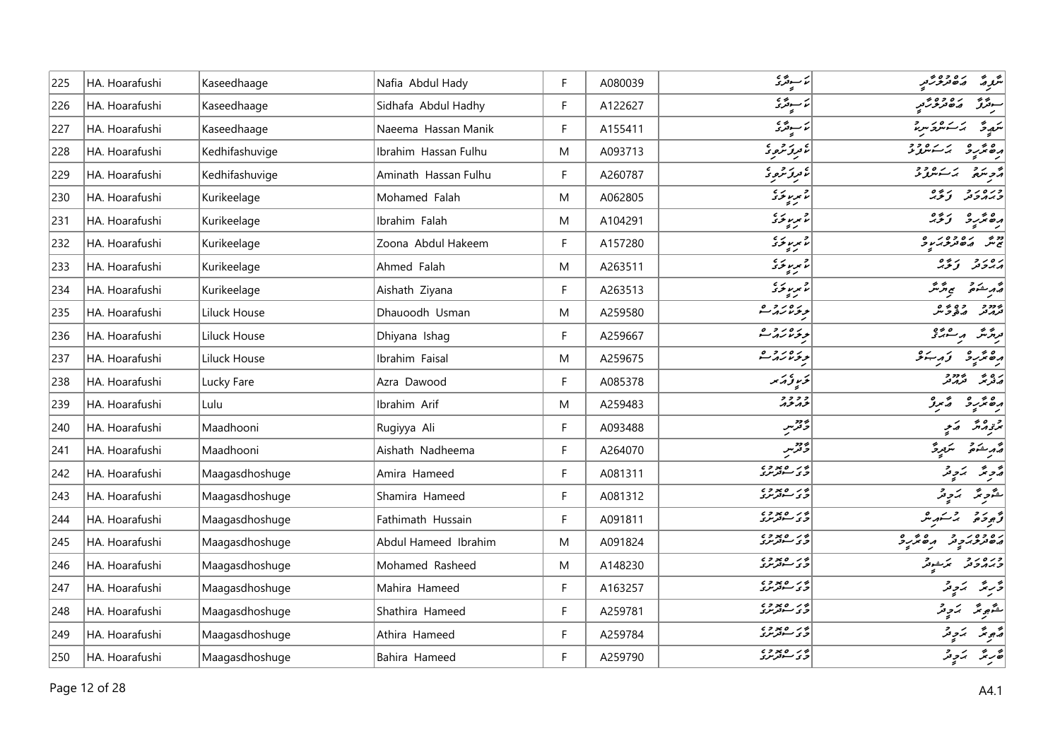| 225 | HA. Hoarafushi | Kaseedhaage | Nafia Abdul Hady | F | A080039 | ކަސީދާގެ | ނާފިޢާ ޢަބްދުލްހާދީ |
|---|---|---|---|---|---|---|---|
| 226 | HA. Hoarafushi | Kaseedhaage | Sidhafa Abdul Hadhy | F | A122627 | ކަސީދާގެ | ސިދަފާ ޢަބްދުލްހާދީ |
| 227 | HA. Hoarafushi | Kaseedhaage | Naeema Hassan Manik | F | A155411 | ކަސީދާގެ | ނައީމާ ހަސަންމަނިކު |
| 228 | HA. Hoarafushi | Kedhifashuvige | Ibrahim Hassan Fulhu | M | A093713 | ކެދިފަށުވިގެ | އިބްރާހީމް ހަސަންފުޅު |
| 229 | HA. Hoarafushi | Kedhifashuvige | Aminath Hassan Fulhu | F | A260787 | ކެދިފަށުވިގެ | އާމިނަތު ހަސަންފުޅު |
| 230 | HA. Hoarafushi | Kurikeelage | Mohamed Falah | M | A062805 | ކުރިކީލަގެ | މުޙައްމަދު ފަލާޙް |
| 231 | HA. Hoarafushi | Kurikeelage | Ibrahim Falah | M | A104291 | ކުރިކީލަގެ | އިބްރާހީމް ފަލާޙް |
| 232 | HA. Hoarafushi | Kurikeelage | Zoona Abdul Hakeem | F | A157280 | ކުރިކީލަގެ | ޒޫނާ ޢަބްދުލްހަކީމް |
| 233 | HA. Hoarafushi | Kurikeelage | Ahmed Falah | M | A263511 | ކުރިކީލަގެ | އަޙްމަދު ފަލާޙް |
| 234 | HA. Hoarafushi | Kurikeelage | Aishath Ziyana | F | A263513 | ކުރިކީލަގެ | އާއިޝަތު ޒިޔާނާ |
| 235 | HA. Hoarafushi | Liluck House | Dhauoodh Usman | M | A259580 | ލިލަކްހައުސް | ދާއޫދު ޢުثްމާން |
| 236 | HA. Hoarafushi | Liluck House | Dhiyana Ishag | F | A259667 | ލިލަކްހައުސް | ދިޔާނާ އިސްޙާޤް |
| 237 | HA. Hoarafushi | Liluck House | Ibrahim Faisal | M | A259675 | ލިލަކްހައުސް | އިބްރާހީމް ފައިޞަލް |
| 238 | HA. Hoarafushi | Lucky Fare | Azra Dawood | F | A085378 | ލަކީފެއަރ | އަޒްރާ ދާއޫދު |
| 239 | HA. Hoarafushi | Lulu | Ibrahim Arif | M | A259483 | ލުއުލުއު | އިބްރާހީމް އާރިފް |
| 240 | HA. Hoarafushi | Maadhooni | Rugiyya Ali | F | A093488 | މާދޫނި | ރުޤިއްޔާ ޢަލީ |
| 241 | HA. Hoarafushi | Maadhooni | Aishath Nadheema | F | A264070 | މާދޫނި | އާއިޝަތު ނަދީމާ |
| 242 | HA. Hoarafushi | Maagasdhoshuge | Amira Hameed | F | A081311 | މާގަސްދޮށުގެ | އާމިރާ ހަމީދު |
| 243 | HA. Hoarafushi | Maagasdhoshuge | Shamira Hameed | F | A081312 | މާގަސްދޮށުގެ | ޝާމިރާ ހަމީދު |
| 244 | HA. Hoarafushi | Maagasdhoshuge | Fathimath Hussain | F | A091811 | މާގަސްދޮށުގެ | ފާތިމަތު ޙުސައިން |
| 245 | HA. Hoarafushi | Maagasdhoshuge | Abdul Hameed Ibrahim | M | A091824 | މާގަސްދޮށުގެ | ޢަބްދުލްޙަމީދު އިބްރާހީމް |
| 246 | HA. Hoarafushi | Maagasdhoshuge | Mohamed Rasheed | M | A148230 | މާގަސްދޮށުގެ | މުޙައްމަދު ރަޝީދު |
| 247 | HA. Hoarafushi | Maagasdhoshuge | Mahira Hameed | F | A163257 | މާގަސްދޮށުގެ | މާހިރާ ހަމީދު |
| 248 | HA. Hoarafushi | Maagasdhoshuge | Shathira Hameed | F | A259781 | މާގަސްދޮށުގެ | ޝާތިރާ ހަމީދު |
| 249 | HA. Hoarafushi | Maagasdhoshuge | Athira Hameed | F | A259784 | މާގަސްދޮށުގެ | އާތިރާ ހަމީދު |
| 250 | HA. Hoarafushi | Maagasdhoshuge | Bahira Hameed | F | A259790 | މާގަސްދޮށުގެ | ބާހިރާ ހަމީދު |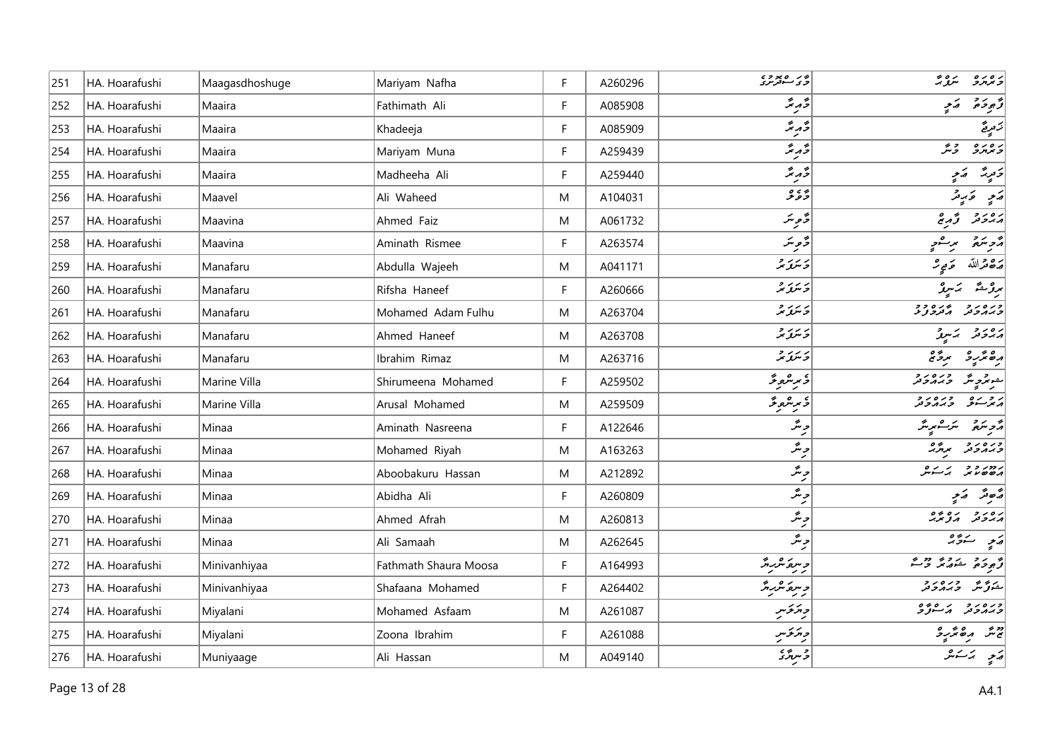| 251 | HA. Hoarafushi | Maagasdhoshuge | Mariyam Nafha | F | A260296 | މާގަސްދޮށުގެ | މަރިޔަމް ނަފްހާ |
|---|---|---|---|---|---|---|---|
| 252 | HA. Hoarafushi | Maaira | Fathimath Ali | F | A085908 | މާއިރާ | ފާތިމަތު އަލި |
| 253 | HA. Hoarafushi | Maaira | Khadeeja | F | A085909 | މާއިރާ | ޚަދީޖާ |
| 254 | HA. Hoarafushi | Maaira | Mariyam Muna | F | A259439 | މާއިރާ | މަރިޔަމް މުނާ |
| 255 | HA. Hoarafushi | Maaira | Madheeha Ali | F | A259440 | މާއިރާ | މަދީހާ އަލި |
| 256 | HA. Hoarafushi | Maavel | Ali Waheed | M | A104031 | މާވެލް | އަލި ވަހީދު |
| 257 | HA. Hoarafushi | Maavina | Ahmed Faiz | M | A061732 | މާވިނަ | އަހުމަދު ފާއިޒު |
| 258 | HA. Hoarafushi | Maavina | Aminath Rismee | F | A263574 | މާވިނަ | އާމިނަތު ރިސްމީ |
| 259 | HA. Hoarafushi | Manafaru | Abdulla Wajeeh | M | A041171 | މަނަފަރު | އަބްދުﷲ ވަޖީހު |
| 260 | HA. Hoarafushi | Manafaru | Rifsha Haneef | F | A260666 | މަނަފަރު | ރިފްޝާ ހަނީފް |
| 261 | HA. Hoarafushi | Manafaru | Mohamed Adam Fulhu | M | A263704 | މަނަފަރު | މުހައްމަދު އާދަމްފުޅު |
| 262 | HA. Hoarafushi | Manafaru | Ahmed Haneef | M | A263708 | މަނަފަރު | އަހުމަދު ހަނީފް |
| 263 | HA. Hoarafushi | Manafaru | Ibrahim Rimaz | M | A263716 | މަނަފަރު | އިބްރާހިމް ރިމާޒް |
| 264 | HA. Hoarafushi | Marine Villa | Shirumeena Mohamed | F | A259502 | މެރިންވިލާ | ޝިރުމީނާ މުހައްމަދު |
| 265 | HA. Hoarafushi | Marine Villa | Arusal Mohamed | M | A259509 | މެރިންވިލާ | އަރުސަލް މުހައްމަދު |
| 266 | HA. Hoarafushi | Minaa | Aminath Nasreena | F | A122646 | މިނާ | އާމިނަތު ނަސްރީނާ |
| 267 | HA. Hoarafushi | Minaa | Mohamed Riyah | M | A163263 | މިނާ | މުހައްމަދު ރިޔާހު |
| 268 | HA. Hoarafushi | Minaa | Aboobakuru Hassan | M | A212892 | މިނާ | އަބޫބަކުރު ހަސަން |
| 269 | HA. Hoarafushi | Minaa | Abidha Ali | F | A260809 | މިނާ | އާބިދާ އަލި |
| 270 | HA. Hoarafushi | Minaa | Ahmed Afrah | M | A260813 | މިނާ | އަހުމަދު އަފްރާހް |
| 271 | HA. Hoarafushi | Minaa | Ali Samaah | M | A262645 | މިނާ | އަލި ސަމާހް |
| 272 | HA. Hoarafushi | Minivanhiyaa | Fathmath Shaura Moosa | F | A164993 | މިނިވަންހިޔާ | ފާތިމަތު ޝައުރާ މޫސާ |
| 273 | HA. Hoarafushi | Minivanhiyaa | Shafaana Mohamed | F | A264402 | މިނިވަންހިޔާ | ޝަފާނާ މުހައްމަދު |
| 274 | HA. Hoarafushi | Miyalani | Mohamed Asfaam | M | A261087 | މިޔަލަނި | މުހައްމަދު އަސްފާމް |
| 275 | HA. Hoarafushi | Miyalani | Zoona Ibrahim | F | A261088 | މިޔަލަނި | ޒޫނާ އިބްރާހިމް |
| 276 | HA. Hoarafushi | Muniyaage | Ali Hassan | M | A049140 | މުނިޔާގެ | އަލި ހަސަން |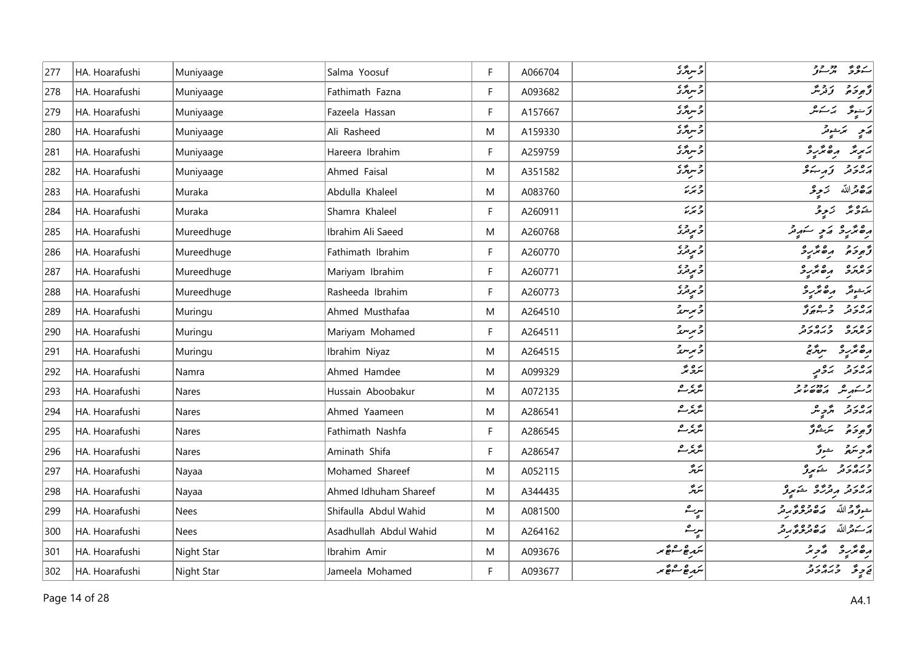| 277 | HA. Hoarafushi | Muniyaage | Salma Yoosuf | F | A066704 | މުނިޔާގެ | ސަލްމާ ޔޫސުފު |
|---|---|---|---|---|---|---|---|
| 278 | HA. Hoarafushi | Muniyaage | Fathimath Fazna | F | A093682 | މުނިޔާގެ | ފާތިމަތު ފަޒްނާ |
| 279 | HA. Hoarafushi | Muniyaage | Fazeela Hassan | F | A157667 | މުނިޔާގެ | ފަޒީލާ ހަސަން |
| 280 | HA. Hoarafushi | Muniyaage | Ali Rasheed | M | A159330 | މުނިޔާގެ | އަލި ރަޝީދު |
| 281 | HA. Hoarafushi | Muniyaage | Hareera Ibrahim | F | A259759 | މުނިޔާގެ | ހަރީރާ އިބްރާހީމް |
| 282 | HA. Hoarafushi | Muniyaage | Ahmed Faisal | M | A351582 | މުނިޔާގެ | އަހްމަދު ފައިސަލް |
| 283 | HA. Hoarafushi | Muraka | Abdulla Khaleel | M | A083760 | މުރަކަ | އަބްދުﷲ ޚަލީލް |
| 284 | HA. Hoarafushi | Muraka | Shamra Khaleel | F | A260911 | މުރަކަ | ޝަމްރާ ޚަލީލް |
| 285 | HA. Hoarafushi | Mureedhuge | Ibrahim Ali Saeed | M | A260768 | މުރީދުގެ | އިބްރާހީމް އަލި ސައީދު |
| 286 | HA. Hoarafushi | Mureedhuge | Fathimath Ibrahim | F | A260770 | މުރީދުގެ | ފާތިމަތު އިބްރާހީމް |
| 287 | HA. Hoarafushi | Mureedhuge | Mariyam Ibrahim | F | A260771 | މުރީދުގެ | މަރިޔަމް އިބްރާހީމް |
| 288 | HA. Hoarafushi | Mureedhuge | Rasheeda Ibrahim | F | A260773 | މުރީދުގެ | ރަޝީދާ އިބްރާހީމް |
| 289 | HA. Hoarafushi | Muringu | Ahmed Musthafaa | M | A264510 | މުރިނގު | އަހްމަދު މުސްތަފާ |
| 290 | HA. Hoarafushi | Muringu | Mariyam Mohamed | F | A264511 | މުރިނގު | މަރިޔަމް މުހައްމަދު |
| 291 | HA. Hoarafushi | Muringu | Ibrahim Niyaz | M | A264515 | މުރިނގު | އިބްރާހީމް ނިޔާޒު |
| 292 | HA. Hoarafushi | Namra | Ahmed Hamdee | M | A099329 | ނަމްރާ | އަހްމަދު ހަމްދީ |
| 293 | HA. Hoarafushi | Nares | Hussain Aboobakur | M | A072135 | ނާރެސް | ހުސައިން އަބޫބަކުރު |
| 294 | HA. Hoarafushi | Nares | Ahmed Yaameen | M | A286541 | ނާރެސް | އަހްމަދު ޔާމީން |
| 295 | HA. Hoarafushi | Nares | Fathimath Nashfa | F | A286545 | ނާރެސް | ފާތިމަތު ނަޝްފާ |
| 296 | HA. Hoarafushi | Nares | Aminath Shifa | F | A286547 | ނާރެސް | އާމިނަތު ޝިފާ |
| 297 | HA. Hoarafushi | Nayaa | Mohamed Shareef | M | A052115 | ނަޔާ | މުހައްމަދު ޝަރީފު |
| 298 | HA. Hoarafushi | Nayaa | Ahmed Idhuham Shareef | M | A344435 | ނަޔާ | އަހްމަދު އިދުހާމް ޝަރީފު |
| 299 | HA. Hoarafushi | Nees | Shifaulla Abdul Wahid | M | A081500 | ނީސް | ޝިފާއުﷲ އަބްދުލްވާހިދު |
| 300 | HA. Hoarafushi | Nees | Asadhullah Abdul Wahid | M | A264162 | ނީސް | އަސަދުﷲ އަބްދުލްވާހިދު |
| 301 | HA. Hoarafushi | Night Star | Ibrahim Amir | M | A093676 | ނައިޓްސްޓާރ | އިބްރާހީމް އާމިރު |
| 302 | HA. Hoarafushi | Night Star | Jameela Mohamed | F | A093677 | ނައިޓްސްޓާރ | ޖަމީލާ މުހައްމަދު |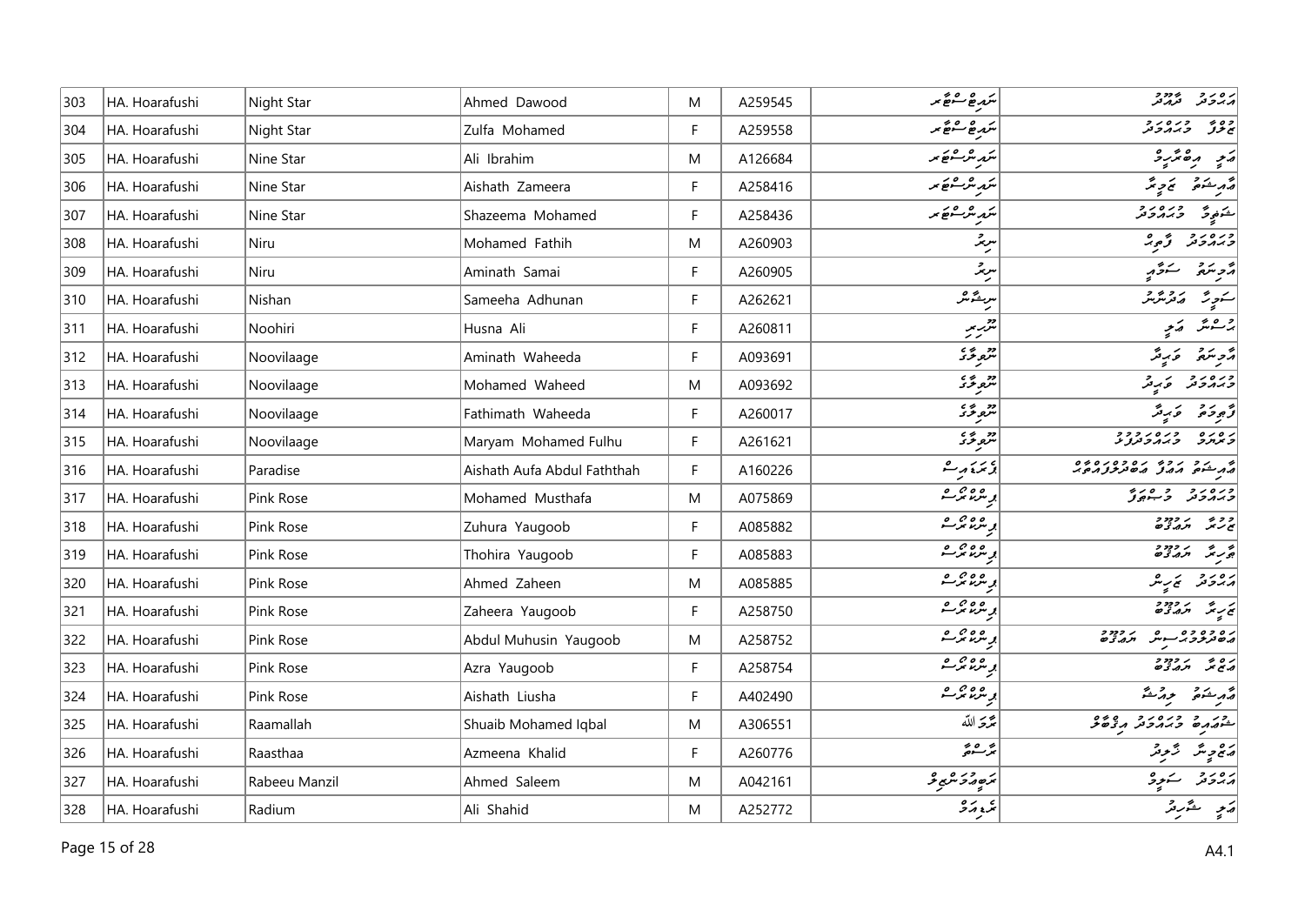| 303 | HA. Hoarafushi | Night Star | Ahmed Dawood | M | A259545 | ނައިޓްސްޓާރ | އަޙްމަދު ދާއޫދު |
|---|---|---|---|---|---|---|---|
| 304 | HA. Hoarafushi | Night Star | Zulfa Mohamed | F | A259558 | ނައިޓްސްޓާރ | ޒުލްފާ މުޙައްމަދު |
| 305 | HA. Hoarafushi | Nine Star | Ali Ibrahim | M | A126684 | ނައިންސްޓާރ | އަލި އިބްރާހީމް |
| 306 | HA. Hoarafushi | Nine Star | Aishath Zameera | F | A258416 | ނައިންސްޓާރ | އައިޝަތު ޒަމީރާ |
| 307 | HA. Hoarafushi | Nine Star | Shazeema Mohamed | F | A258436 | ނައިންސްޓާރ | ޝަޒީމާ މުޙައްމަދު |
| 308 | HA. Hoarafushi | Niru | Mohamed Fathih | M | A260903 | ނިރު | މުޙައްމަދު ފާތިޙް |
| 309 | HA. Hoarafushi | Niru | Aminath Samai | F | A260905 | ނިރު | އާމިނަތު ސަމާއި |
| 310 | HA. Hoarafushi | Nishan | Sameeha Adhunan | F | A262621 | ނިޝާން | ސަމީހާ އަދުނާން |
| 311 | HA. Hoarafushi | Noohiri | Husna Ali | F | A260811 | ނޫހިރި | ހުސްނާ އަލި |
| 312 | HA. Hoarafushi | Noovilaage | Aminath Waheeda | F | A093691 | ނޫވިލާގެ | އާމިނަތު ވަހީދާ |
| 313 | HA. Hoarafushi | Noovilaage | Mohamed Waheed | M | A093692 | ނޫވިލާގެ | މުޙައްމަދު ވަހީދު |
| 314 | HA. Hoarafushi | Noovilaage | Fathimath Waheeda | F | A260017 | ނޫވިލާގެ | ފާތިމަތު ވަހީދާ |
| 315 | HA. Hoarafushi | Noovilaage | Maryam Mohamed Fulhu | F | A261621 | ނޫވިލާގެ | މަރްޔަމް މުޙައްމަދުފުޅު |
| 316 | HA. Hoarafushi | Paradise | Aishath Aufa Abdul Faththah | F | A160226 | ޕެރަޑައިސް | އައިޝަތު އައުފާ އަބްދުލްފައްތާޙް |
| 317 | HA. Hoarafushi | Pink Rose | Mohamed Musthafa | M | A075869 | ޕިންކްރޯސް | މުޙައްމަދު މުސްތަފާ |
| 318 | HA. Hoarafushi | Pink Rose | Zuhura Yaugoob | F | A085882 | ޕިންކްރޯސް | ޒުހުރާ ޔައުގޫބު |
| 319 | HA. Hoarafushi | Pink Rose | Thohira Yaugoob | F | A085883 | ޕިންކްރޯސް | ޠާހިރާ ޔައުގޫބު |
| 320 | HA. Hoarafushi | Pink Rose | Ahmed Zaheen | M | A085885 | ޕިންކްރޯސް | އަޙްމަދު ޒަހީން |
| 321 | HA. Hoarafushi | Pink Rose | Zaheera Yaugoob | F | A258750 | ޕިންކްރޯސް | ޒަހީރާ ޔައުގޫބު |
| 322 | HA. Hoarafushi | Pink Rose | Abdul Muhusin Yaugoob | M | A258752 | ޕިންކްރޯސް | އަބްދުލްމުހުސިން ޔައުގޫބު |
| 323 | HA. Hoarafushi | Pink Rose | Azra Yaugoob | F | A258754 | ޕިންކްރޯސް | އަޒްރާ ޔައުގޫބު |
| 324 | HA. Hoarafushi | Pink Rose | Aishath Liusha | F | A402490 | ޕިންކްރޯސް | އައިޝަތު ލިއުޝާ |
| 325 | HA. Hoarafushi | Raamallah | Shuaib Mohamed Iqbal | M | A306551 | ރާމަﷲ | ޝުޢައިބު މުޙައްމަދު އިޤްބާލް |
| 326 | HA. Hoarafushi | Raasthaa | Azmeena Khalid | F | A260776 | ރާސްތާ | އަޒްމީނާ ޚާލިދު |
| 327 | HA. Hoarafushi | Rabeeu Manzil | Ahmed Saleem | M | A042161 | ރަބީޢުމަންޒިލް | އަޙްމަދު ސަލީމް |
| 328 | HA. Hoarafushi | Radium | Ali Shahid | M | A252772 | ރޭޑިއަމް | އަލި ޝާހިދު |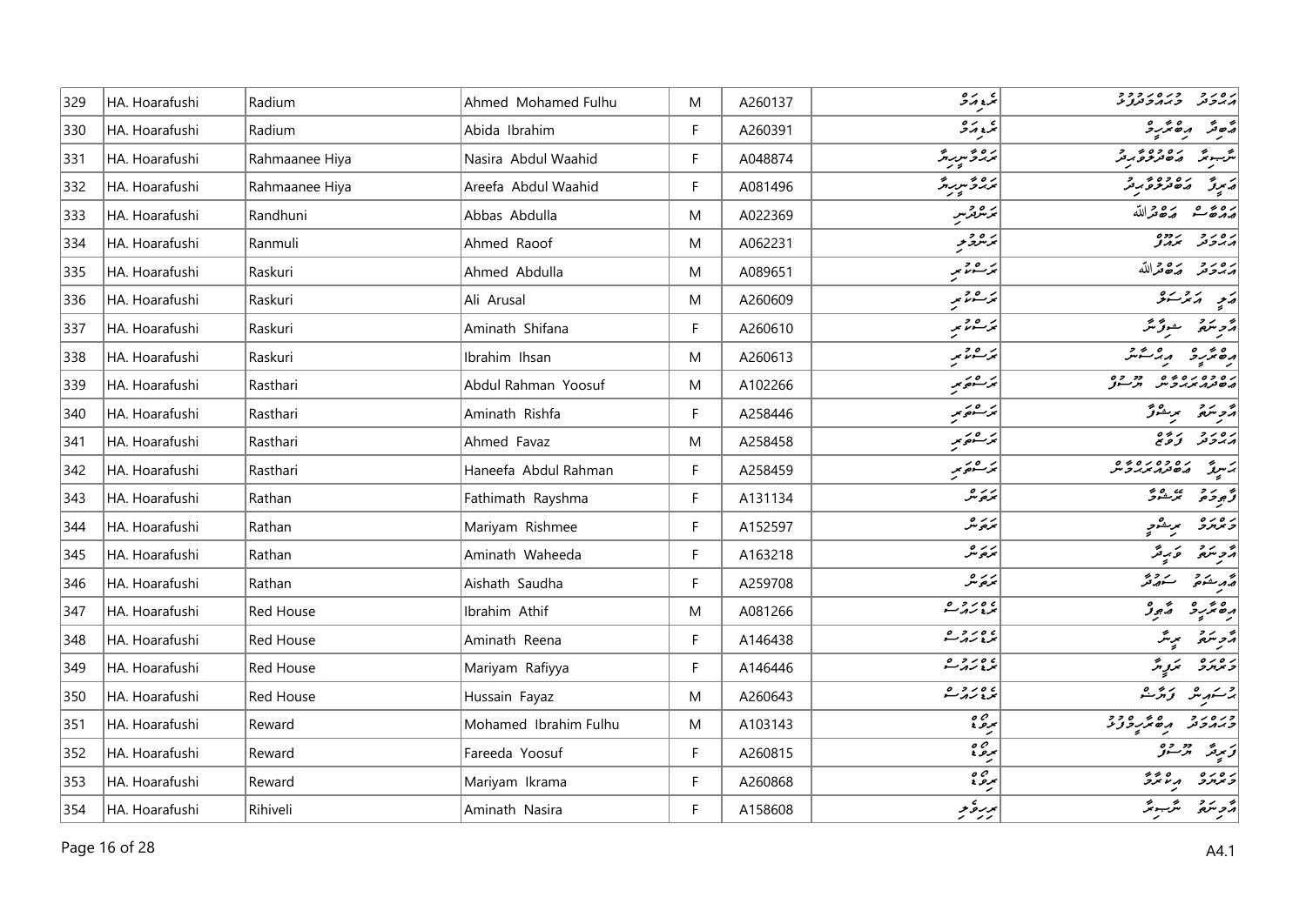| 329 | HA. Hoarafushi | Radium | Ahmed Mohamed Fulhu | M | A260137 | ރޭޑިއަމް | އަހުމަދު މުހައްމަދުފުޅު |
|---|---|---|---|---|---|---|---|
| 330 | HA. Hoarafushi | Radium | Abida Ibrahim | F | A260391 | ރޭޑިއަމް | އާބިދާ އިބްރާހީމް |
| 331 | HA. Hoarafushi | Rahmaanee Hiya | Nasira Abdul Waahid | F | A048874 | ރަޙްމާނީހިޔާ | ނާސިރާ އަބްދުލްވާހިދު |
| 332 | HA. Hoarafushi | Rahmaanee Hiya | Areefa Abdul Waahid | F | A081496 | ރަޙްމާނީހިޔާ | އަރީފާ އަބްދުލްވާހިދު |
| 333 | HA. Hoarafushi | Randhuni | Abbas Abdulla | M | A022369 | ރަންދުނި | އައްބާސް އަބްދުﷲ |
| 334 | HA. Hoarafushi | Ranmuli | Ahmed Raoof | M | A062231 | ރަންމުލި | އަހުމަދު ރައޫފު |
| 335 | HA. Hoarafushi | Raskuri | Ahmed Abdulla | M | A089651 | ރަސްކުރި | އަހުމަދު އަބްދުﷲ |
| 336 | HA. Hoarafushi | Raskuri | Ali Arusal | M | A260609 | ރަސްކުރި | އަލި އަރުސަލް |
| 337 | HA. Hoarafushi | Raskuri | Aminath Shifana | F | A260610 | ރަސްކުރި | އާމިނަތު ޝިފާނާ |
| 338 | HA. Hoarafushi | Raskuri | Ibrahim Ihsan | M | A260613 | ރަސްކުރި | އިބްރާހީމް އިޙްސާން |
| 339 | HA. Hoarafushi | Rasthari | Abdul Rahman Yoosuf | M | A102266 | ރަސްތަރި | އަބްދުއްރަޙްމާން ޔޫސުފް |
| 340 | HA. Hoarafushi | Rasthari | Aminath Rishfa | F | A258446 | ރަސްތަރި | އާމިނަތު ރިޝްފާ |
| 341 | HA. Hoarafushi | Rasthari | Ahmed Favaz | M | A258458 | ރަސްތަރި | އަހުމަދު ފަވާޒް |
| 342 | HA. Hoarafushi | Rasthari | Haneefa Abdul Rahman | F | A258459 | ރަސްތަރި | ހަނީފާ އަބްދުއްރަޙްމާން |
| 343 | HA. Hoarafushi | Rathan | Fathimath Rayshma | F | A131134 | ރަތަން | ފާތިމަތު ރޭޝްމާ |
| 344 | HA. Hoarafushi | Rathan | Mariyam Rishmee | F | A152597 | ރަތަން | މަރިޔަމް ރިޝްމީ |
| 345 | HA. Hoarafushi | Rathan | Aminath Waheeda | F | A163218 | ރަތަން | އާމިނަތު ވަހީދާ |
| 346 | HA. Hoarafushi | Rathan | Aishath Saudha | F | A259708 | ރަތަން | އާއިޝަތު ސައުދާ |
| 347 | HA. Hoarafushi | Red House | Ibrahim Athif | M | A081266 | ރެޑްހައުސް | އިބްރާހީމް އާތިފް |
| 348 | HA. Hoarafushi | Red House | Aminath Reena | F | A146438 | ރެޑްހައުސް | އާމިނަތު ރީނާ |
| 349 | HA. Hoarafushi | Red House | Mariyam Rafiyya | F | A146446 | ރެޑްހައުސް | މަރިޔަމް ރަފިއްޔާ |
| 350 | HA. Hoarafushi | Red House | Hussain Fayaz | M | A260643 | ރެޑްހައުސް | ހުސައިން ފައްޔާޒް |
| 351 | HA. Hoarafushi | Reward | Mohamed Ibrahim Fulhu | M | A103143 | ރިވޯޑް | މުހައްމަދު އިބްރާހީމްފުޅު |
| 352 | HA. Hoarafushi | Reward | Fareeda Yoosuf | F | A260815 | ރިވޯޑް | ފަރީދާ ޔޫސުފް |
| 353 | HA. Hoarafushi | Reward | Mariyam Ikrama | F | A260868 | ރިވޯޑް | މަރިޔަމް އިކްރާމާ |
| 354 | HA. Hoarafushi | Rihiveli | Aminath Nasira | F | A158608 | ރިހިވެލި | އާމިނަތު ނާސިރާ |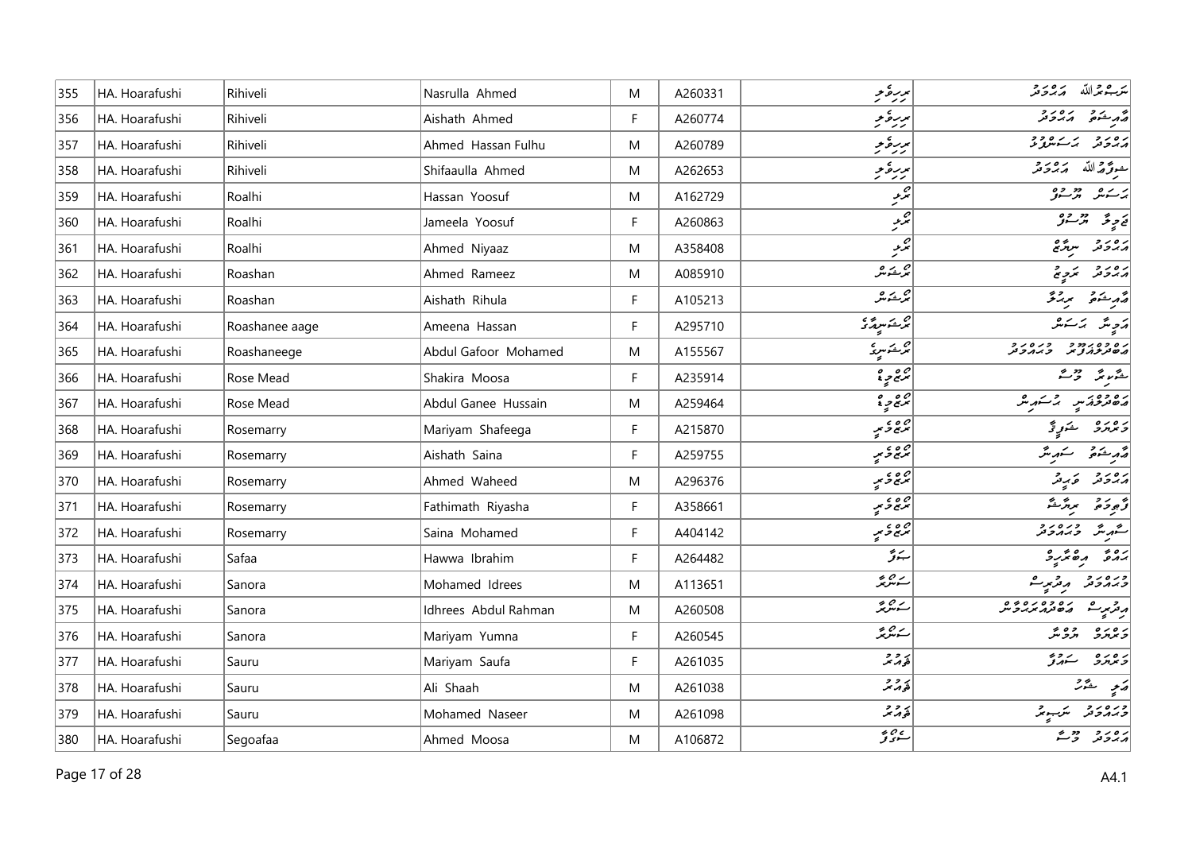| 355 | HA. Hoarafushi | Rihiveli | Nasrulla Ahmed | M | A260331 | ބިރިވެލި | ނަސްރުﷲ އަޙްމަދު |
|---|---|---|---|---|---|---|---|
| 356 | HA. Hoarafushi | Rihiveli | Aishath Ahmed | F | A260774 | ރިހިވެލި | އާއިޝަތު އަޙްމަދު |
| 357 | HA. Hoarafushi | Rihiveli | Ahmed Hassan Fulhu | M | A260789 | ރިހިވެލި | އަޙްމަދު ހަސަންފުޅު |
| 358 | HA. Hoarafushi | Rihiveli | Shifaaulla Ahmed | M | A262653 | ރިހިވެލި | ޝިފާއުﷲ އަޙްމަދު |
| 359 | HA. Hoarafushi | Roalhi | Hassan Yoosuf | M | A162729 | ރޯޅި | ހަސަން ޔޫސުފް |
| 360 | HA. Hoarafushi | Roalhi | Jameela Yoosuf | F | A260863 | ރޯޅި | ޖަމީލާ ޔޫސުފް |
| 361 | HA. Hoarafushi | Roalhi | Ahmed Niyaaz | M | A358408 | ރޯޅި | އަޙްމަދު ނިޔާޒު |
| 362 | HA. Hoarafushi | Roashan | Ahmed Rameez | M | A085910 | ރޯޝަން | އަޙްމަދު ރަމީޒު |
| 363 | HA. Hoarafushi | Roashan | Aishath Rihula | F | A105213 | ރޯޝަން | އާއިޝަތު ރިހުލާ |
| 364 | HA. Hoarafushi | Roashanee aage | Ameena Hassan | F | A295710 | ރޯޝަނީއާގެ | އަމީނާ ހަސަން |
| 365 | HA. Hoarafushi | Roashaneege | Abdul Gafoor Mohamed | M | A155567 | ރޯޝަނީގެ | އަބްދުލްޣަފޫރު މުޙައްމަދު |
| 366 | HA. Hoarafushi | Rose Mead | Shakira Moosa | F | A235914 | ރޯޒްމީޑް | ޝާކިރާ މޫސާ |
| 367 | HA. Hoarafushi | Rose Mead | Abdul Ganee Hussain | M | A259464 | ރޯޒްމީޑް | އަބްދުލްޣަނީ ހުސައިން |
| 368 | HA. Hoarafushi | Rosemarry | Mariyam Shafeega | F | A215870 | ރޯޒްމެރީ | މަރިޔަމް ޝަފީގާ |
| 369 | HA. Hoarafushi | Rosemarry | Aishath Saina | F | A259755 | ރޯޒްމެރީ | އާއިޝަތު ސައިނާ |
| 370 | HA. Hoarafushi | Rosemarry | Ahmed Waheed | M | A296376 | ރޯޒްމެރީ | އަޙްމަދު ވަޙީދު |
| 371 | HA. Hoarafushi | Rosemarry | Fathimath Riyasha | F | A358661 | ރޯޒްމެރީ | ފާތިމަތު ރިޔާޝާ |
| 372 | HA. Hoarafushi | Rosemarry | Saina Mohamed | F | A404142 | ރޯޒްމެރީ | ސާއިނާ މުޙައްމަދު |
| 373 | HA. Hoarafushi | Safaa | Hawwa Ibrahim | F | A264482 | ސަފާ | ހައްވާ އިބްރާހީމް |
| 374 | HA. Hoarafushi | Sanora | Mohamed Idrees | M | A113651 | ސަނޯރާ | މުޙައްމަދު އިދްރީސް |
| 375 | HA. Hoarafushi | Sanora | Idhrees Abdul Rahman | M | A260508 | ސަނޯރާ | އިދްރީސް އަބްދުއްރަޙްމާން |
| 376 | HA. Hoarafushi | Sanora | Mariyam Yumna | F | A260545 | ސަނޯރާ | މަރިޔަމް ޔުމްނާ |
| 377 | HA. Hoarafushi | Sauru | Mariyam Saufa | F | A261035 | ސައުރު | މަރިޔަމް ސައުފާ |
| 378 | HA. Hoarafushi | Sauru | Ali Shaah | M | A261038 | ސައުރު | އަލި ޝާހް |
| 379 | HA. Hoarafushi | Sauru | Mohamed Naseer | M | A261098 | ސައުރު | މުޙައްމަދު ނަސީރު |
| 380 | HA. Hoarafushi | Segoafaa | Ahmed Moosa | M | A106872 | ސެގޯފާ | އަޙްމަދު މޫސާ |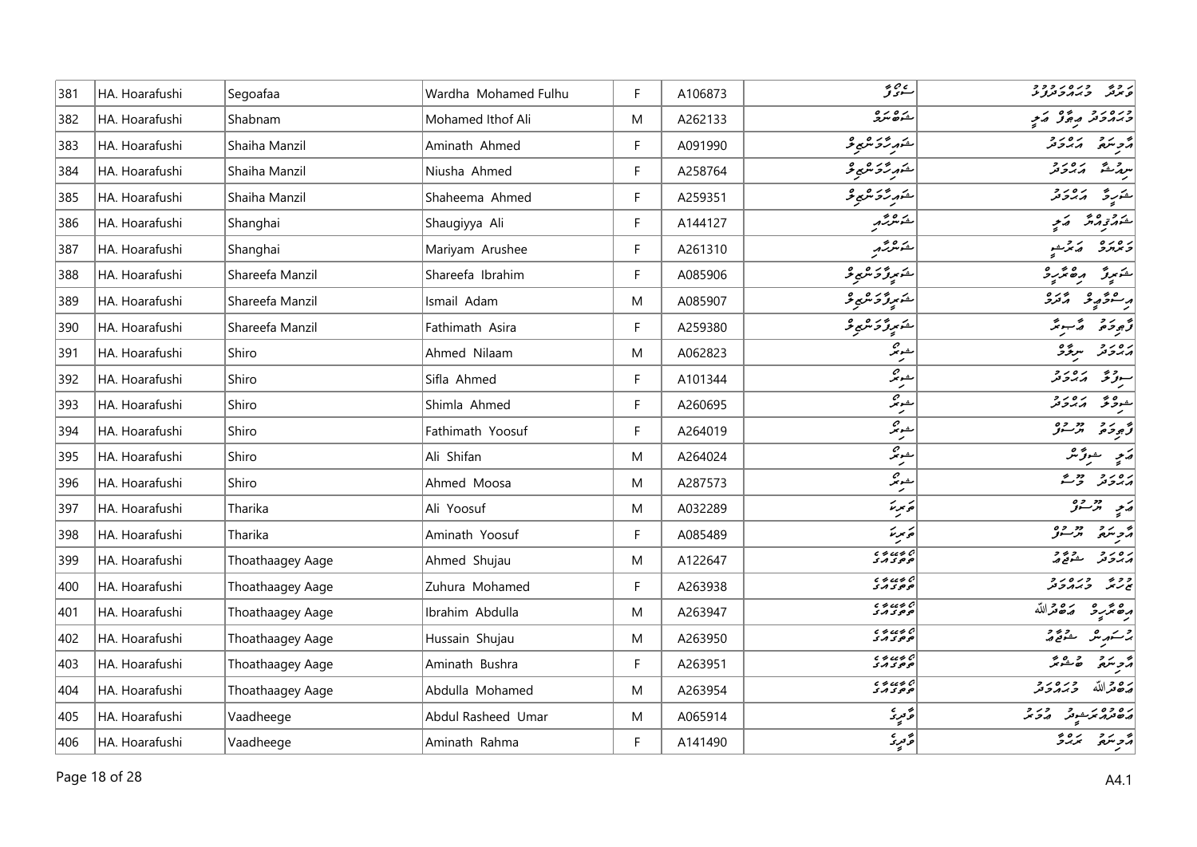| 381 | HA. Hoarafushi | Segoafaa | Wardha Mohamed Fulhu | F | A106873 | ސެގޯފާ | ވަރދާ މުޙައްމަދުފުޅު |
|---|---|---|---|---|---|---|---|
| 382 | HA. Hoarafushi | Shabnam | Mohamed Ithof Ali | M | A262133 | ޝަބްނަމް | މުޙައްމަދު އިތުފް ޢަލީ |
| 383 | HA. Hoarafushi | Shaiha Manzil | Aminath Ahmed | F | A091990 | ޝައިހާމަންޒިލް | އާމިނަތު އަޙްމަދު |
| 384 | HA. Hoarafushi | Shaiha Manzil | Niusha Ahmed | F | A258764 | ޝައިހާމަންޒިލް | ނިއުޝާ އަޙްމަދު |
| 385 | HA. Hoarafushi | Shaiha Manzil | Shaheema Ahmed | F | A259351 | ޝައިހާމަންޒިލް | ޝަހީމާ އަޙްމަދު |
| 386 | HA. Hoarafushi | Shanghai | Shaugiyya Ali | F | A144127 | ޝަންގހާއި | ޝައުގިއްޔާ ޢަލީ |
| 387 | HA. Hoarafushi | Shanghai | Mariyam Arushee | F | A261310 | ޝަންގހާއި | މަރިޔަމް އަރުޝީ |
| 388 | HA. Hoarafushi | Shareefa Manzil | Shareefa Ibrahim | F | A085906 | ޝަރީފާމަންޒިލް | ޝަރީފާ އިބްރާހީމް |
| 389 | HA. Hoarafushi | Shareefa Manzil | Ismail Adam | M | A085907 | ޝަރީފާމަންޒިލް | އިސްމާއީލް އާދަމް |
| 390 | HA. Hoarafushi | Shareefa Manzil | Fathimath Asira | F | A259380 | ޝަރީފާމަންޒިލް | ފާތިމަތު އާސިރާ |
| 391 | HA. Hoarafushi | Shiro | Ahmed Nilaam | M | A062823 | ޝިރޯ | އަޙްމަދު ނިލާމް |
| 392 | HA. Hoarafushi | Shiro | Sifla Ahmed | F | A101344 | ޝިރޯ | ސިފްލާ އަޙްމަދު |
| 393 | HA. Hoarafushi | Shiro | Shimla Ahmed | F | A260695 | ޝިރޯ | ޝިމްލާ އަޙްމަދު |
| 394 | HA. Hoarafushi | Shiro | Fathimath Yoosuf | F | A264019 | ޝިރޯ | ފާތިމަތު ޔޫސުފް |
| 395 | HA. Hoarafushi | Shiro | Ali Shifan | M | A264024 | ޝިރޯ | ޢަލީ ޝިފާން |
| 396 | HA. Hoarafushi | Shiro | Ahmed Moosa | M | A287573 | ޝިރޯ | އަޙްމަދު މޫސާ |
| 397 | HA. Hoarafushi | Tharika | Ali Yoosuf | M | A032289 | ތަރިކަ | ޢަލީ ޔޫސުފް |
| 398 | HA. Hoarafushi | Tharika | Aminath Yoosuf | F | A085489 | ތަރިކަ | އާމިނަތު ޔޫސުފް |
| 399 | HA. Hoarafushi | Thoathaagey Aage | Ahmed Shujau | M | A122647 | ތޯތާގޭއާގެ | އަޙްމަދު ޝުޖާޢު |
| 400 | HA. Hoarafushi | Thoathaagey Aage | Zuhura Mohamed | F | A263938 | ތޯތާގޭއާގެ | ޒުހުރާ މުޙައްމަދު |
| 401 | HA. Hoarafushi | Thoathaagey Aage | Ibrahim Abdulla | M | A263947 | ތޯތާގޭއާގެ | އިބްރާހީމް ޢަބްދުﷲ |
| 402 | HA. Hoarafushi | Thoathaagey Aage | Hussain Shujau | M | A263950 | ތޯތާގޭއާގެ | ހުސައިން ޝުޖާޢު |
| 403 | HA. Hoarafushi | Thoathaagey Aage | Aminath Bushra | F | A263951 | ތޯތާގޭއާގެ | އާމިނަތު ބުޝްރާ |
| 404 | HA. Hoarafushi | Thoathaagey Aage | Abdulla Mohamed | M | A263954 | ތޯތާގޭއާގެ | ޢަބްދުﷲ މުޙައްމަދު |
| 405 | HA. Hoarafushi | Vaadheege | Abdul Rasheed Umar | M | A065914 | ވާދީގެ | ޢަބްދުއްރަޝީދު ޢުމަރު |
| 406 | HA. Hoarafushi | Vaadheege | Aminath Rahma | F | A141490 | ވާދީގެ | އާމިނަތު ރަޙްމާ |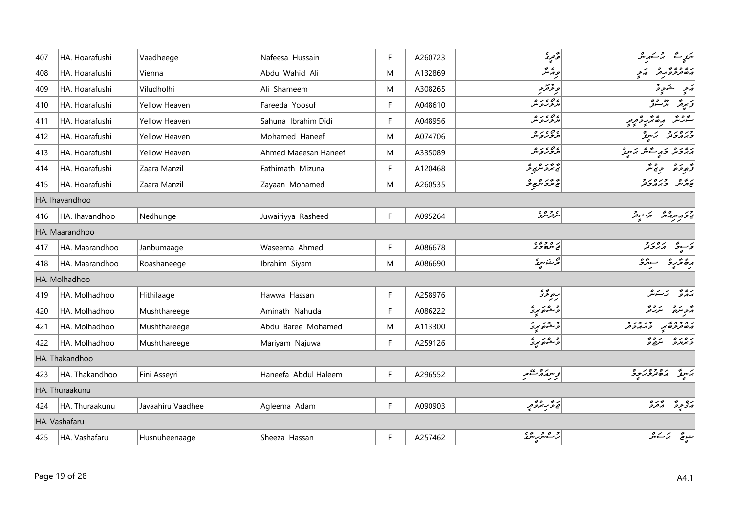| 407 | HA. Hoarafushi | Vaadheege | Nafeesa Hussain | F | A260723 | ވާދީގެ | ނަފީސާ ހުސައިން |
|---|---|---|---|---|---|---|---|
| 408 | HA. Hoarafushi | Vienna | Abdul Wahid Ali | M | A132869 | ވިއެނާ | އަބްދުލްވާހިދު އަލި |
| 409 | HA. Hoarafushi | Viludholhi | Ali Shameem | M | A308265 | ވިލުދޮޅި | އަލި ޝަމީމް |
| 410 | HA. Hoarafushi | Yellow Heaven | Fareeda Yoosuf | F | A048610 | ޔެލޯހެވަން | ފަރީދާ ޔޫސުފް |
| 411 | HA. Hoarafushi | Yellow Heaven | Sahuna Ibrahim Didi | F | A048956 | ޔެލޯހެވަން | ސަހުނާ އިބްރާހީމްދީދީ |
| 412 | HA. Hoarafushi | Yellow Heaven | Mohamed Haneef | M | A074706 | ޔެލޯހެވަން | މުހައްމަދު ހަނީފް |
| 413 | HA. Hoarafushi | Yellow Heaven | Ahmed Maeesan Haneef | M | A335089 | ޔެލޯހެވަން | އަހްމަދު މައީސާން ހަނީފް |
| 414 | HA. Hoarafushi | Zaara Manzil | Fathimath Mizuna | F | A120468 | ޒާރާމަންޒިލް | ފާތިމަތު މިޒުނާ |
| 415 | HA. Hoarafushi | Zaara Manzil | Zayaan Mohamed | M | A260535 | ޒާރާމަންޒިލް | ޒަޔާން މުހައްމަދު |
| HA. Ihavandhoo | | | | | | | |
| 416 | HA. Ihavandhoo | Nedhunge | Juwairiyya Rasheed | F | A095264 | ނެދުންގެ | ޖުވައިރިއްޔާ ރަޝީދު |
| HA. Maarandhoo | | | | | | | |
| 417 | HA. Maarandhoo | Janbumaage | Waseema Ahmed | F | A086678 | ޖަންބުމާގެ | ވަސީމާ އަހްމަދު |
| 418 | HA. Maarandhoo | Roashaneege | Ibrahim Siyam | M | A086690 | ރޯޝަނީގެ | އިބްރާހީމް ސިޔާމް |
| HA. Molhadhoo | | | | | | | |
| 419 | HA. Molhadhoo | Hithilaage | Hawwa Hassan | F | A258976 | ހިތިލާގެ | ހައްވާ ހަސަން |
| 420 | HA. Molhadhoo | Mushthareege | Aminath Nahuda | F | A086222 | މުޝްތަރީގެ | އާމިނަތު ނަހުދާ |
| 421 | HA. Molhadhoo | Mushthareege | Abdul Baree Mohamed | M | A113300 | މުޝްތަރީގެ | އަބްދުލްބާރީ މުހައްމަދު |
| 422 | HA. Molhadhoo | Mushthareege | Mariyam Najuwa | F | A259126 | މުޝްތަރީގެ | މަރިޔަމް ނަޖުވާ |
| HA. Thakandhoo | | | | | | | |
| 423 | HA. Thakandhoo | Fini Asseyri | Haneefa Abdul Haleem | F | A296552 | ފިނިއައްސޭރި | ހަނީފާ އަބްދުލްހަލީމް |
| HA. Thuraakunu | | | | | | | |
| 424 | HA. Thuraakunu | Javaahiru Vaadhee | Agleema Adam | F | A090903 | ޖަވާހިރުވާދީ | އަގްލީމާ އާދަމް |
| HA. Vashafaru | | | | | | | |
| 425 | HA. Vashafaru | Husnuheenaage | Sheeza Hassan | F | A257462 | ހުސްނުހީނާގެ | ޝީޒާ ހަސަން |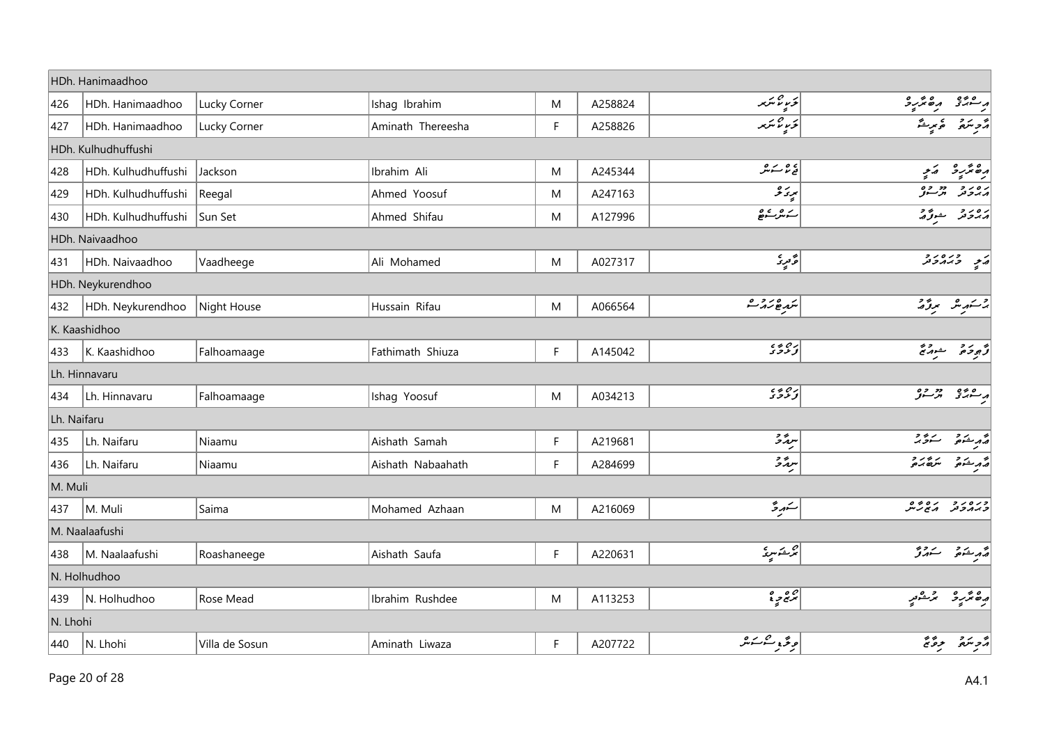| | | | | | | | |
|---|---|---|---|---|---|---|---|
| HDh. Hanimaadhoo | | | | | | | |
| 426 | HDh. Hanimaadhoo | Lucky Corner | Ishag Ibrahim | M | A258824 | ލަކީ ކޯނަރ | އިސްޙާގު އިބްރާހީމް |
| 427 | HDh. Hanimaadhoo | Lucky Corner | Aminath Thereesha | F | A258826 | ލަކީ ކޯނަރ | އާމިނަތު ތެރީޝާ |
| HDh. Kulhudhuffushi | | | | | | | |
| 428 | HDh. Kulhudhuffushi | Jackson | Ibrahim Ali | M | A245344 | ޖެކްސަން | އިބްރާހީމް ޢަލީ |
| 429 | HDh. Kulhudhuffushi | Reegal | Ahmed Yoosuf | M | A247163 | ރީގަލް | އަޙްމަދު ޔޫސުފު |
| 430 | HDh. Kulhudhuffushi | Sun Set | Ahmed Shifau | M | A127996 | ސަންސެޓް | އަޙްމަދު ޝިފާއު |
| HDh. Naivaadhoo | | | | | | | |
| 431 | HDh. Naivaadhoo | Vaadheege | Ali Mohamed | M | A027317 | ވާދީގެ | ޢަލީ މުޙައްމަދު |
| HDh. Neykurendhoo | | | | | | | |
| 432 | HDh. Neykurendhoo | Night House | Hussain Rifau | M | A066564 | ނައިޓްހައުސް | ޙުސައިން ރިފާއު |
| K. Kaashidhoo | | | | | | | |
| 433 | K. Kaashidhoo | Falhoamaage | Fathimath Shiuza | F | A145042 | ފަޅޯމާގެ | ފާތިމަތު ޝިއުޒާ |
| Lh. Hinnavaru | | | | | | | |
| 434 | Lh. Hinnavaru | Falhoamaage | Ishag Yoosuf | M | A034213 | ފަޅޯމާގެ | އިސްޙާގު ޔޫސުފު |
| Lh. Naifaru | | | | | | | |
| 435 | Lh. Naifaru | Niaamu | Aishath Samah | F | A219681 | ނިއާމު | ޢާއިޝަތު ސަމާޙް |
| 436 | Lh. Naifaru | Niaamu | Aishath Nabaahath | F | A284699 | ނިއާމު | ޢާއިޝަތު ނަބާހަތު |
| M. Muli | | | | | | | |
| 437 | M. Muli | Saima | Mohamed Azhaan | M | A216069 | ސައިމާ | މުޙައްމަދު އަޒްހާން |
| M. Naalaafushi | | | | | | | |
| 438 | M. Naalaafushi | Roashaneege | Aishath Saufa | F | A220631 | ރޯޝަނީގެ | ޢާއިޝަތު ސައުފާ |
| N. Holhudhoo | | | | | | | |
| 439 | N. Holhudhoo | Rose Mead | Ibrahim Rushdee | M | A113253 | ރޯޒްމީޑް | އިބްރާހީމް ރުޝްދީ |
| N. Lhohi | | | | | | | |
| 440 | N. Lhohi | Villa de Sosun | Aminath Liwaza | F | A207722 | ވިލާ ޑި ސޮސަން | އާމިނަތު ލިވާޒާ |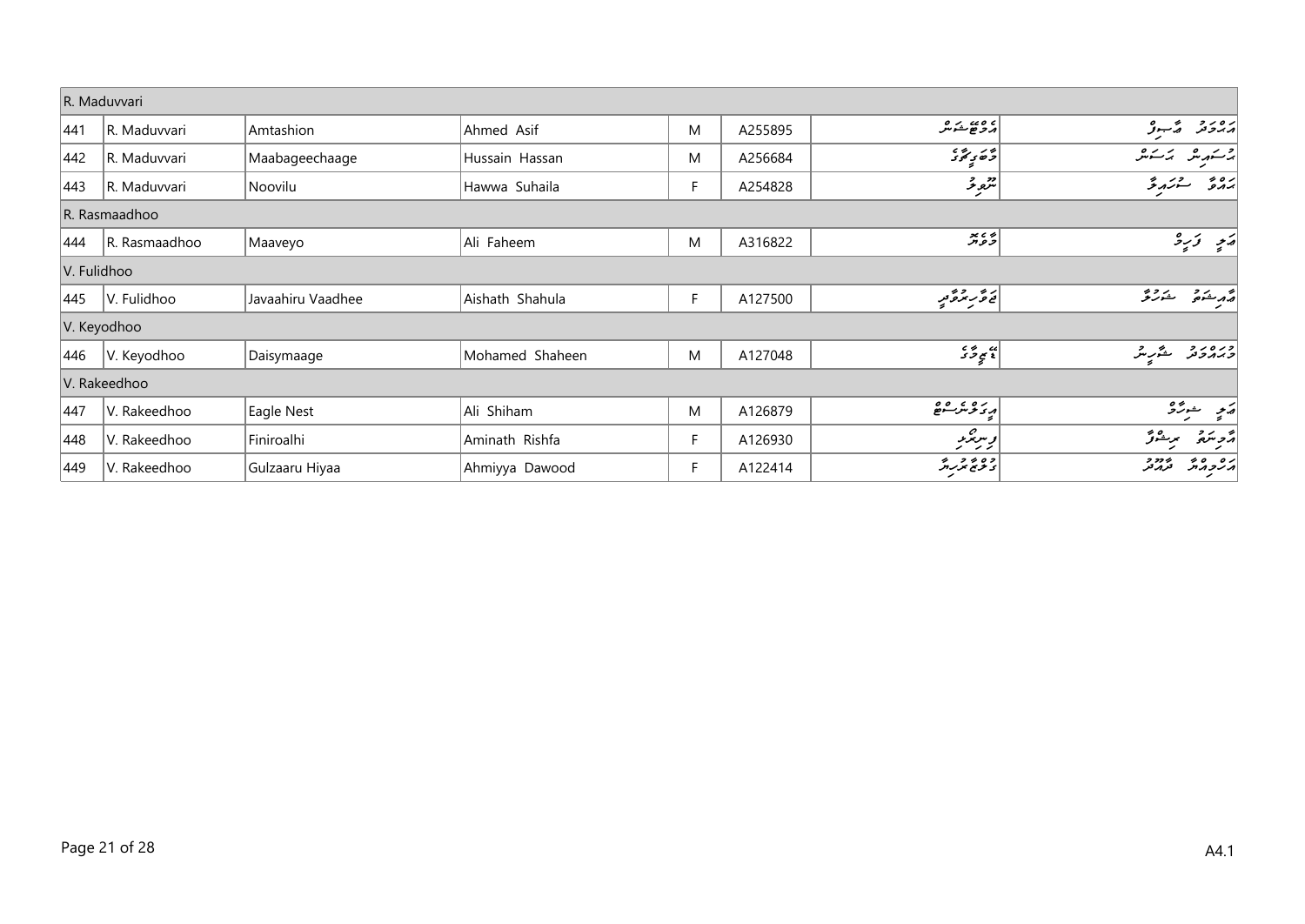| R. Maduvvari | | | | | | | |
|---|---|---|---|---|---|---|---|
| 441 | R. Maduvvari | Amtashion | Ahmed Asif | M | A255895 | އަމްޓޭޝަން | އަޙްމަދު އާސިފް |
| 442 | R. Maduvvari | Maabageechaage | Hussain Hassan | M | A256684 | މާބަގީޗާގެ | ހުސައިން ހަސަން |
| 443 | R. Maduvvari | Noovilu | Hawwa Suhaila | F | A254828 | ނޫވިލު | ހައްވާ ސުހައިލާ |
| R. Rasmaadhoo | | | | | | | |
| 444 | R. Rasmaadhoo | Maaveyo | Ali Faheem | M | A316822 | މާވެޔޮ | ޢަލީ ފަހީމް |
| V. Fulidhoo | | | | | | | |
| 445 | V. Fulidhoo | Javaahiru Vaadhee | Aishath Shahula | F | A127500 | ޖަވާހިރުވާދީ | އާއިޝަތު ޝަހުލާ |
| V. Keyodhoo | | | | | | | |
| 446 | V. Keyodhoo | Daisymaage | Mohamed Shaheen | M | A127048 | ޑެއިޒީމާގެ | މުޙައްމަދު ޝާހިން |
| V. Rakeedhoo | | | | | | | |
| 447 | V. Rakeedhoo | Eagle Nest | Ali Shiham | M | A126879 | އީގަލްނެސްޓް | ޢަލީ ޝިހާމް |
| 448 | V. Rakeedhoo | Finiroalhi | Aminath Rishfa | F | A126930 | ފިނިރޯޅި | އާމިނަތު ރިޝްފާ |
| 449 | V. Rakeedhoo | Gulzaaru Hiyaa | Ahmiyya Dawood | F | A122414 | ގުލްޒާރުހިޔާ | އަޙްމިއްޔާ ދާއޫދު |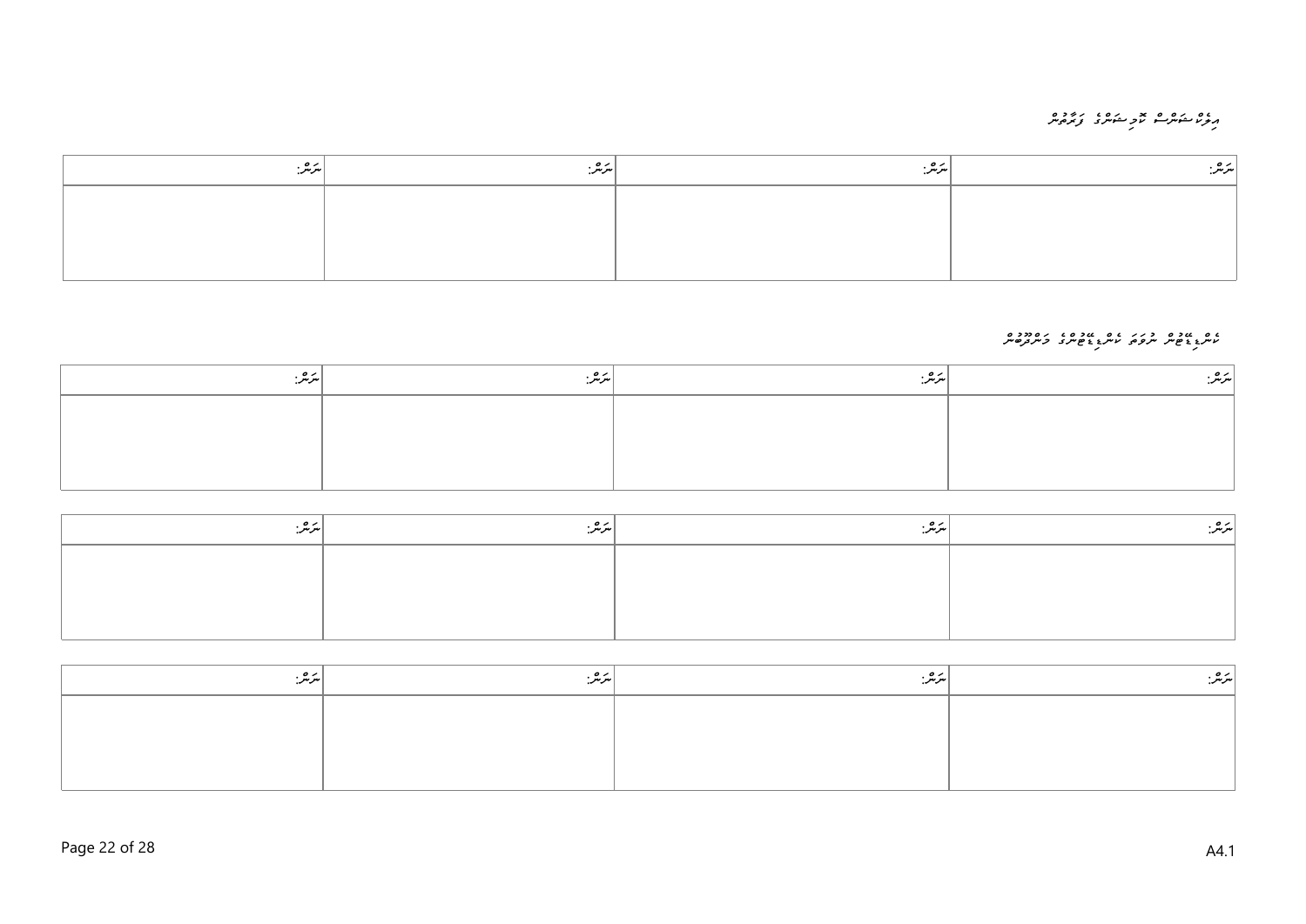# ދިވެހި ސަރުކާރުގެ ވަޒީފާ

| ނަން: | ނަން: | ނަން: | ނަން: |
|---|---|---|---|
| | | | |

# ކުންފުނީގެ ނުވަތަ ކުންފުނީގެ މަސްދަރު

| ނަން: | ނަން: | ނަން: | ނަން: |
|---|---|---|---|
| | | | |

| ނަން: | ނަން: | ނަން: | ނަން: |
|---|---|---|---|
| | | | |

| ނަން: | ނަން: | ނަން: | ނަން: |
|---|---|---|---|
| | | | |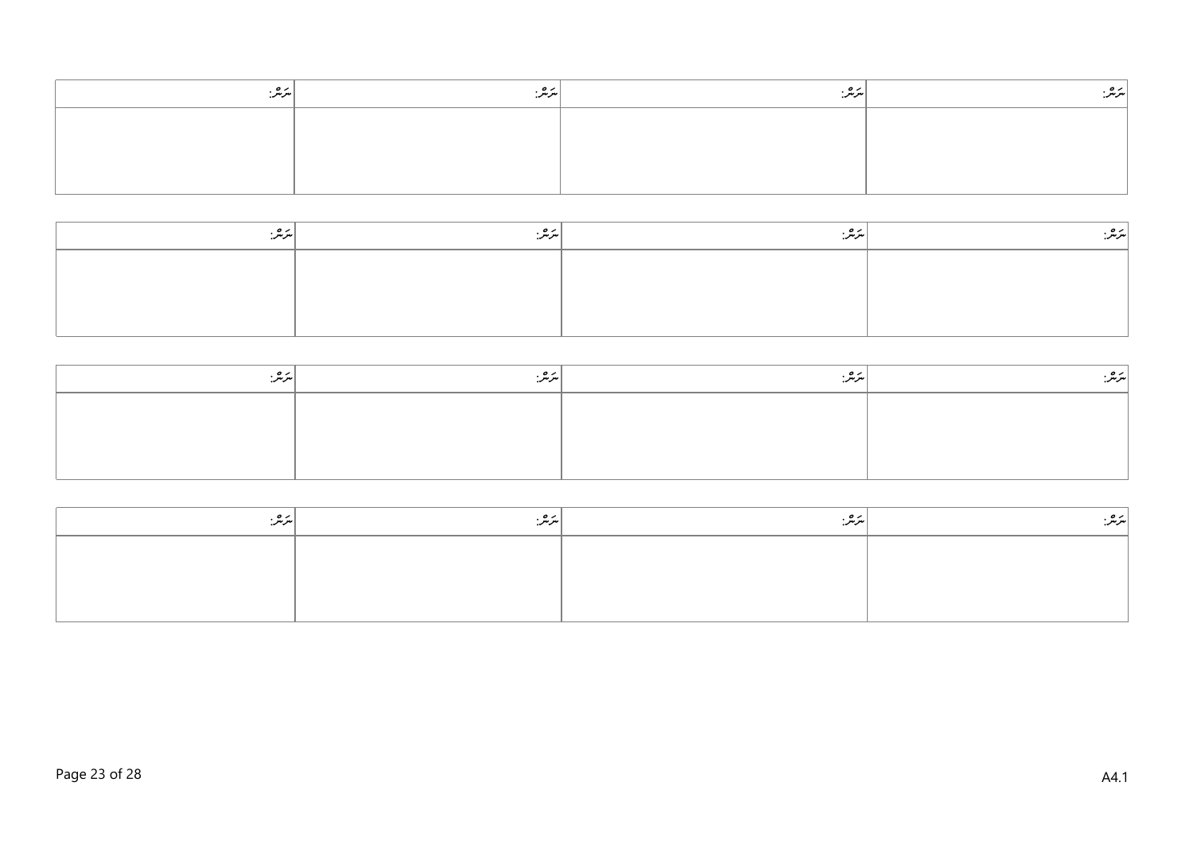| ތަރިޚް: | ތަރިޚް: | ތަރިޚް: | ތަރިޚް: |
|---|---|---|---|
| | | | |

| ތަރިޚް: | ތަރިޚް: | ތަރިޚް: | ތަރިޚް: |
|---|---|---|---|
| | | | |

| ތަރިޚް: | ތަރިޚް: | ތަރިޚް: | ތަރިޚް: |
|---|---|---|---|
| | | | |

| ތަރިޚް: | ތަރިޚް: | ތަރިޚް: | ތަރިޚް: |
|---|---|---|---|
| | | | |

A4.1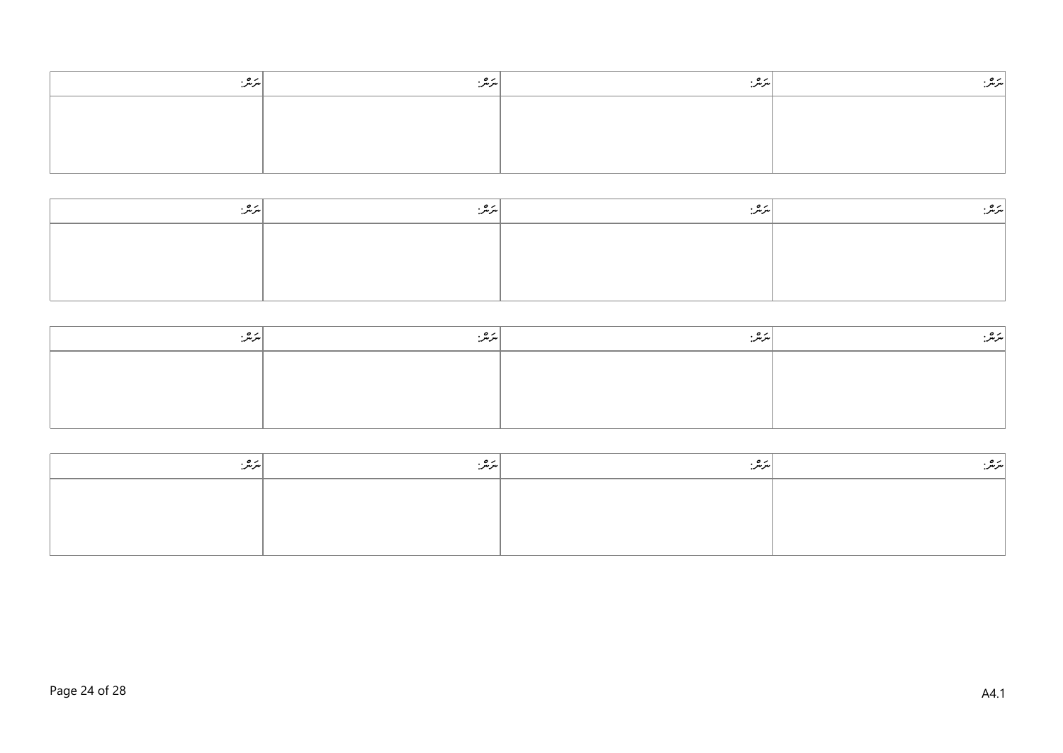| ނަރުދ: | ނަރުދ: | ނަރުދ: | ނަރުދ: |
| --- | --- | --- | --- |
| | | | |

| ނަރުދ: | ނަރުދ: | ނަރުދ: | ނަރުދ: |
| --- | --- | --- | --- |
| | | | |

| ނަރުދ: | ނަރުދ: | ނަރުދ: | ނަރުދ: |
| --- | --- | --- | --- |
| | | | |

| ނަރުދ: | ނަރުދ: | ނަރުދ: | ނަރުދ: |
| --- | --- | --- | --- |
| | | | |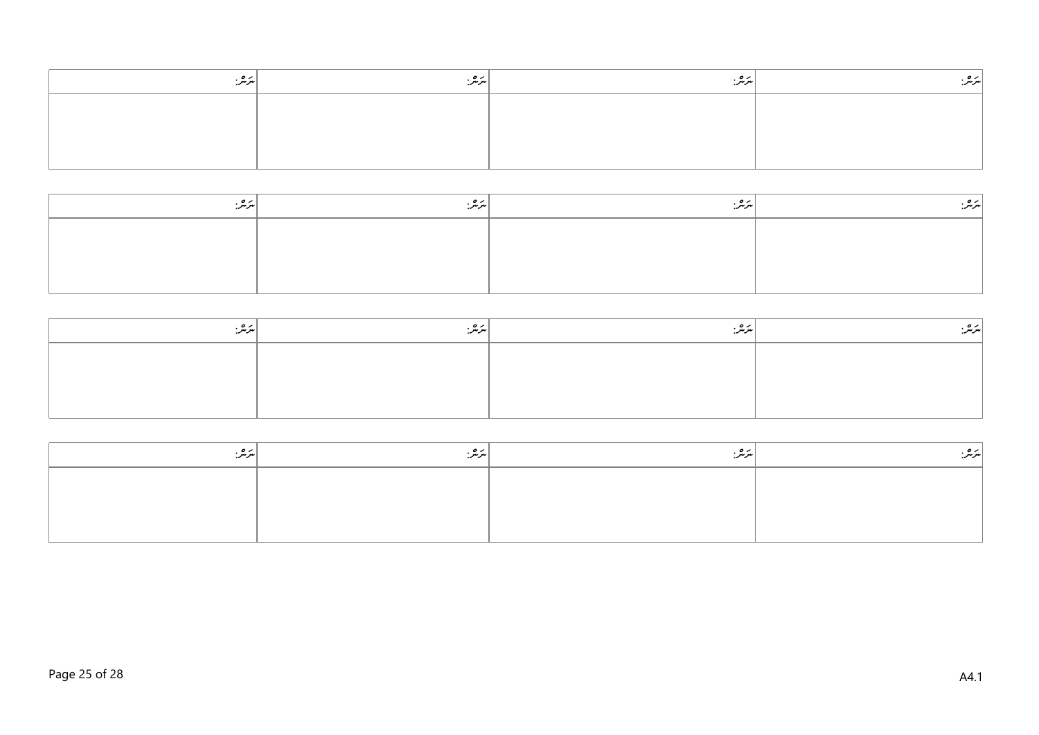| ސަރުޚީ: | ސަރުޚީ: | ސަރުޚީ: | ސަރުޚީ: |
|---|---|---|---|
| | | | |

| ސަރުޚީ: | ސަރުޚީ: | ސަރުޚީ: | ސަރުޚީ: |
|---|---|---|---|
| | | | |

| ސަރުޚީ: | ސަރުޚީ: | ސަރުޚީ: | ސަރުޚީ: |
|---|---|---|---|
| | | | |

| ސަރުޚީ: | ސަރުޚީ: | ސަރުޚީ: | ސަރުޚީ: |
|---|---|---|---|
| | | | |

A4.1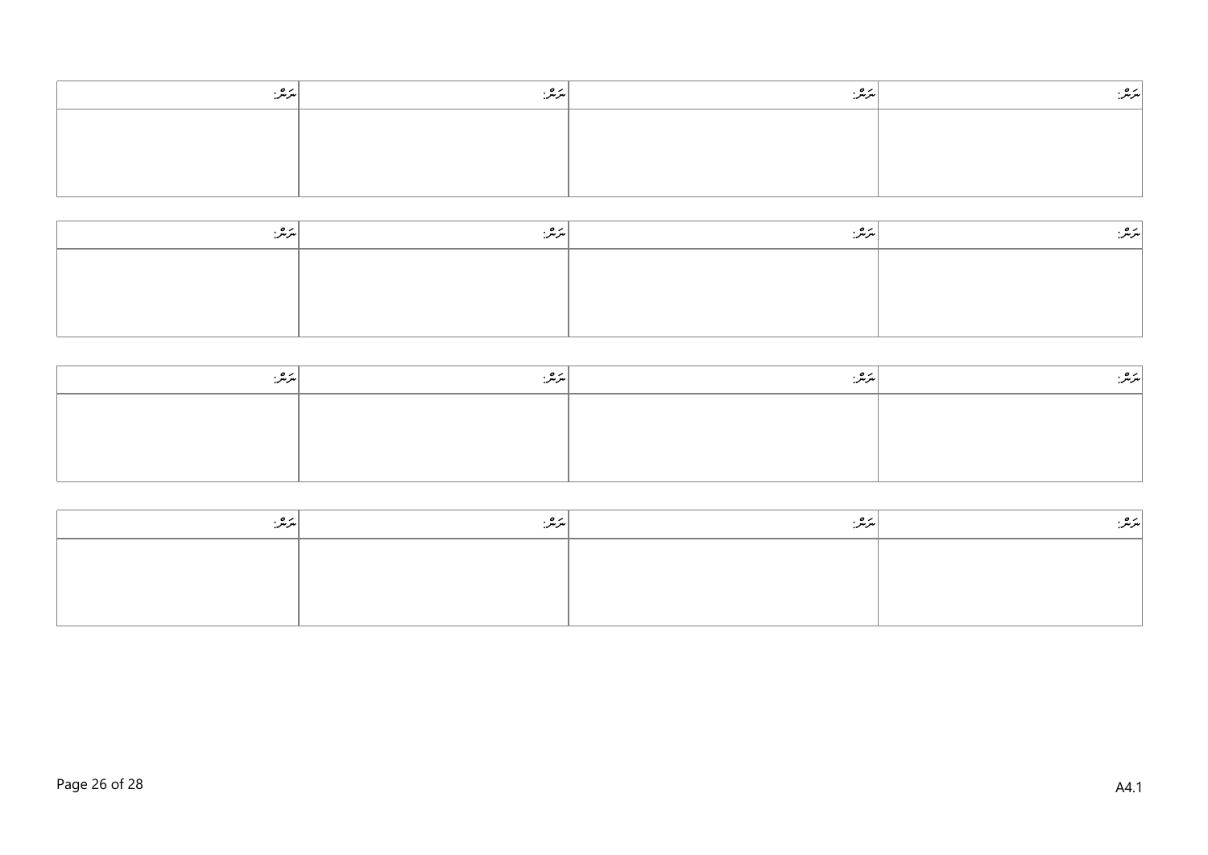| ނަރަށް: | ނަރަށް: | ނަރަށް: | ނަރަށް: |
|---|---|---|---|
| | | | |

| ނަރަށް: | ނަރަށް: | ނަރަށް: | ނަރަށް: |
|---|---|---|---|
| | | | |

| ނަރަށް: | ނަރަށް: | ނަރަށް: | ނަރަށް: |
|---|---|---|---|
| | | | |

| ނަރަށް: | ނަރަށް: | ނަރަށް: | ނަރަށް: |
|---|---|---|---|
| | | | |

A4.1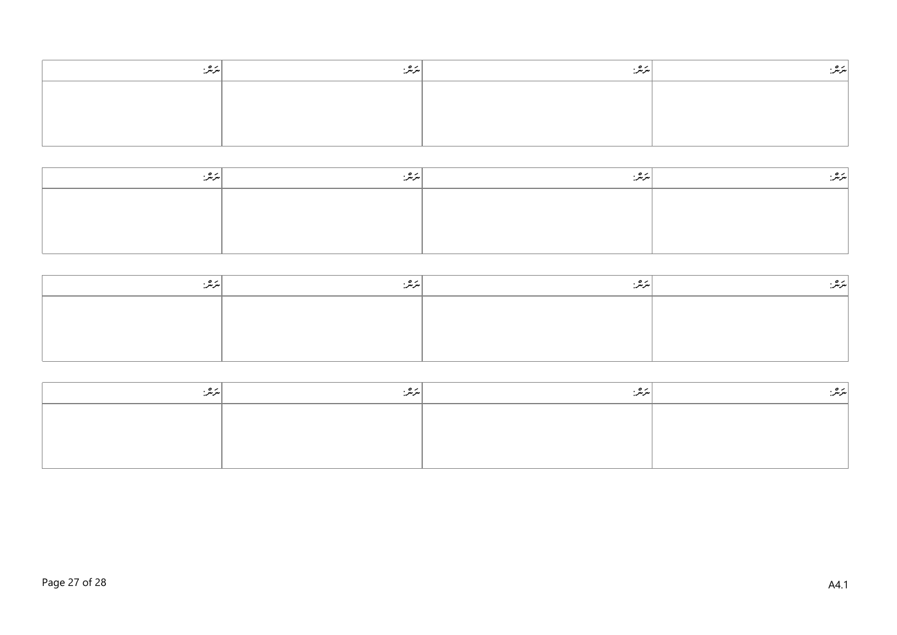| ނަރަށް: | ނަރަށް: | ނަރަށް: | ނަރަށް: |
| --- | --- | --- | --- |
| | | | |

| ނަރަށް: | ނަރަށް: | ނަރަށް: | ނަރަށް: |
| --- | --- | --- | --- |
| | | | |

| ނަރަށް: | ނަރަށް: | ނަރަށް: | ނަރަށް: |
| --- | --- | --- | --- |
| | | | |

| ނަރަށް: | ނަރަށް: | ނަރަށް: | ނަރަށް: |
| --- | --- | --- | --- |
| | | | |

A4.1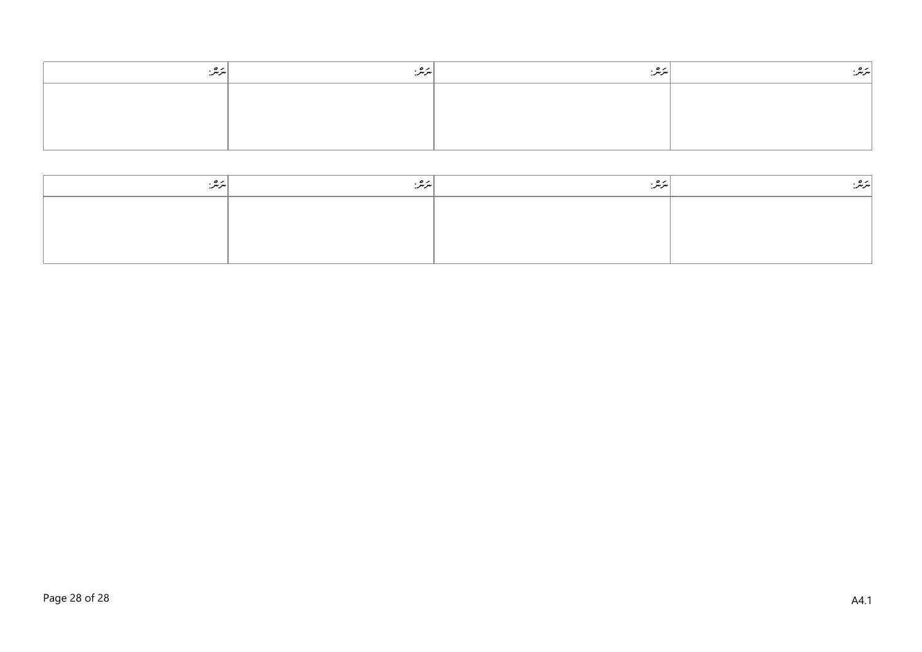| ނަރުދ: | ނަރުދ: | ނަރުދ: | ނަރުދ: |
| --- | --- | --- | --- |
| | | | |

| ނަރުދ: | ނަރުދ: | ނަރުދ: | ނަރުދ: |
| --- | --- | --- | --- |
| | | | |